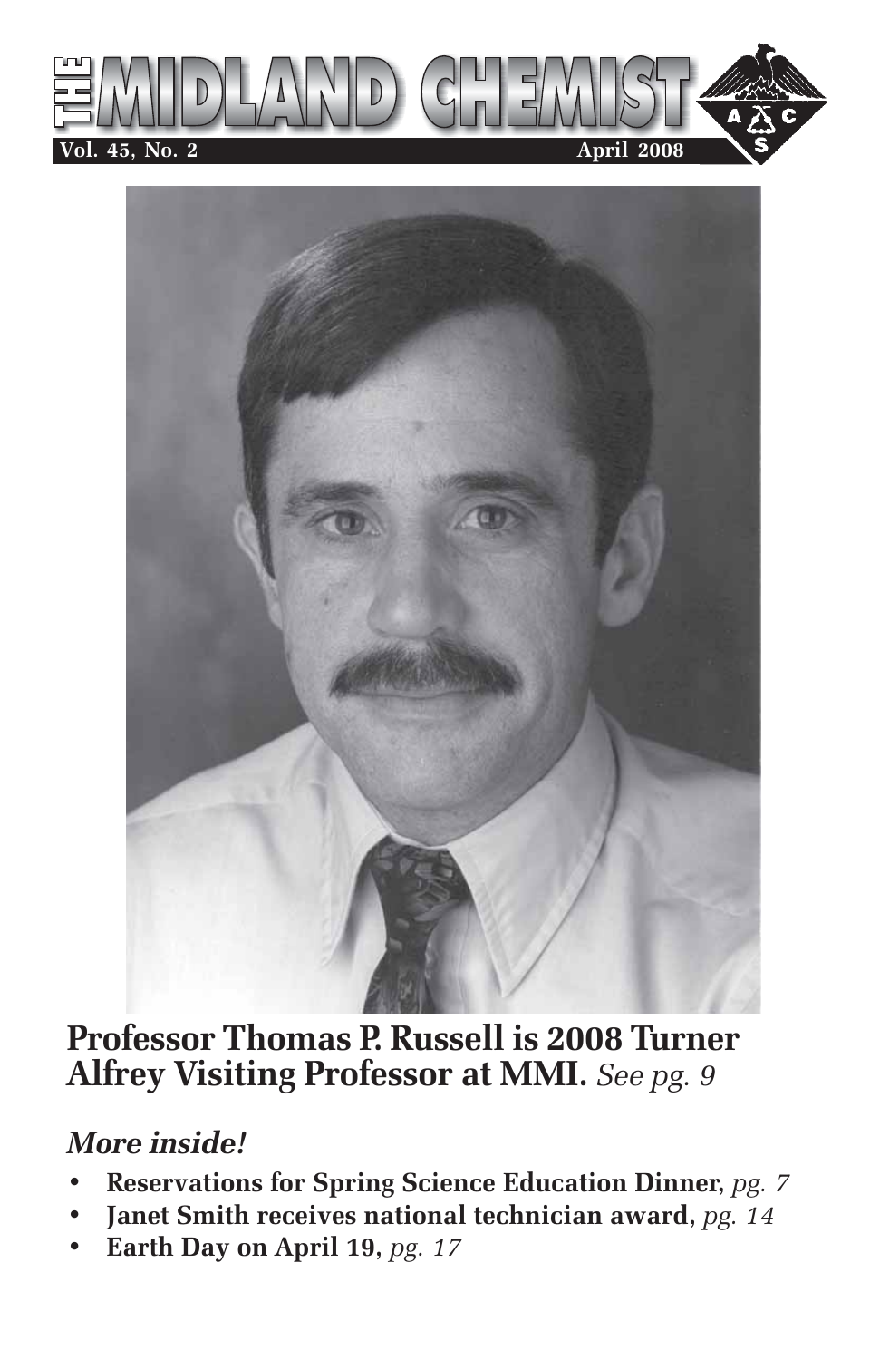# THE MIDLAND CHEMIST

**Vol. 45, No. 2** **April 2008**

## Professor Thomas P. Russell is 2008 Turner Alfrey Visiting Professor at MMI. *See pg. 9*

### *More inside!*

- **Reservations for Spring Science Education Dinner,** *pg. 7*
- **Janet Smith receives national technician award,** *pg. 14*
- **Earth Day on April 19,** *pg. 17*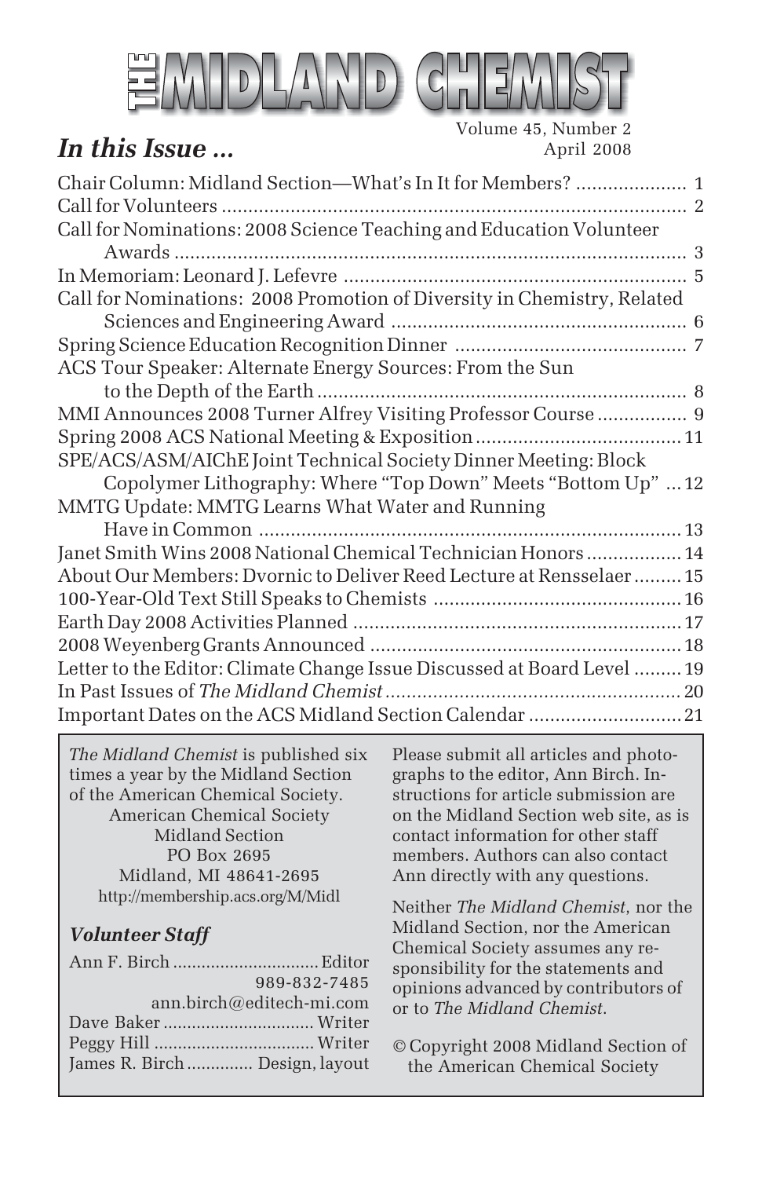# THE MIDLAND CHEMIST

Volume 45, Number 2
April 2008

## *In this Issue ...*

Chair Column: Midland Section—What's In It for Members? .................... 1
Call for Volunteers ........................................................................................ 2
Call for Nominations: 2008 Science Teaching and Education Volunteer Awards ................................................................................................ 3
In Memoriam: Leonard J. Lefevre ................................................................ 5
Call for Nominations: 2008 Promotion of Diversity in Chemistry, Related Sciences and Engineering Award ....................................................... 6
Spring Science Education Recognition Dinner ........................................... 7
ACS Tour Speaker: Alternate Energy Sources: From the Sun to the Depth of the Earth ..................................................................... 8
MMI Announces 2008 Turner Alfrey Visiting Professor Course ................ 9
Spring 2008 ACS National Meeting & Exposition ...................................... 11
SPE/ACS/ASM/AIChE Joint Technical Society Dinner Meeting: Block Copolymer Lithography: Where "Top Down" Meets "Bottom Up" ... 12
MMTG Update: MMTG Learns What Water and Running Have in Common ................................................................................ 13
Janet Smith Wins 2008 National Chemical Technician Honors ................. 14
About Our Members: Dvornic to Deliver Reed Lecture at Rensselaer ......... 15
100-Year-Old Text Still Speaks to Chemists .............................................. 16
Earth Day 2008 Activities Planned ............................................................. 17
2008 Weyenberg Grants Announced .......................................................... 18
Letter to the Editor: Climate Change Issue Discussed at Board Level ......... 19
In Past Issues of *The Midland Chemist* ...................................................... 20
Important Dates on the ACS Midland Section Calendar ............................ 21

*The Midland Chemist* is published six times a year by the Midland Section of the American Chemical Society.

American Chemical Society
Midland Section
PO Box 2695
Midland, MI 48641-2695
http://membership.acs.org/M/Midl

### *Volunteer Staff*

Ann F. Birch .............................. Editor
989-832-7485
ann.birch@editech-mi.com
Dave Baker ............................... Writer
Peggy Hill ................................. Writer
James R. Birch ............. Design, layout

Please submit all articles and photographs to the editor, Ann Birch. Instructions for article submission are on the Midland Section web site, as is contact information for other staff members. Authors can also contact Ann directly with any questions.

Neither *The Midland Chemist*, nor the Midland Section, nor the American Chemical Society assumes any responsibility for the statements and opinions advanced by contributors of or to *The Midland Chemist*.

© Copyright 2008 Midland Section of the American Chemical Society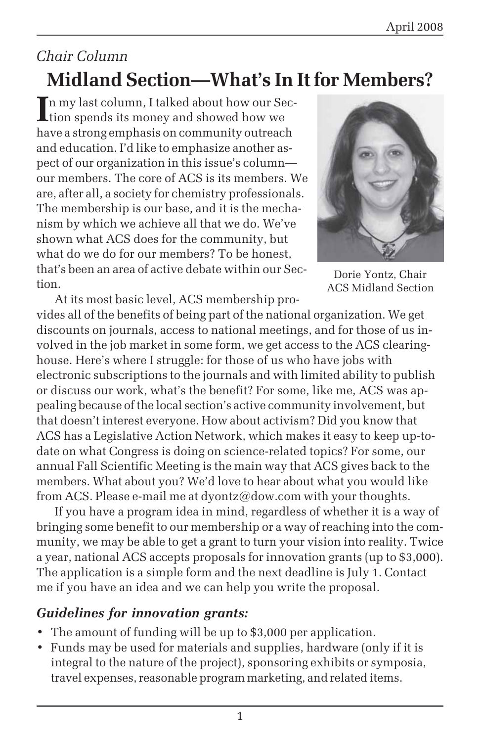*Chair Column*

# Midland Section—What's In It for Members?

In my last column, I talked about how our Section spends its money and showed how we have a strong emphasis on community outreach and education. I'd like to emphasize another aspect of our organization in this issue's column—our members. The core of ACS is its members. We are, after all, a society for chemistry professionals. The membership is our base, and it is the mechanism by which we achieve all that we do. We've shown what ACS does for the community, but what do we do for our members? To be honest, that's been an area of active debate within our Section.

Dorie Yontz, Chair
ACS Midland Section

At its most basic level, ACS membership provides all of the benefits of being part of the national organization. We get discounts on journals, access to national meetings, and for those of us involved in the job market in some form, we get access to the ACS clearinghouse. Here's where I struggle: for those of us who have jobs with electronic subscriptions to the journals and with limited ability to publish or discuss our work, what's the benefit? For some, like me, ACS was appealing because of the local section's active community involvement, but that doesn't interest everyone. How about activism? Did you know that ACS has a Legislative Action Network, which makes it easy to keep up-to-date on what Congress is doing on science-related topics? For some, our annual Fall Scientific Meeting is the main way that ACS gives back to the members. What about you? We'd love to hear about what you would like from ACS. Please e-mail me at dyontz@dow.com with your thoughts.

If you have a program idea in mind, regardless of whether it is a way of bringing some benefit to our membership or a way of reaching into the community, we may be able to get a grant to turn your vision into reality. Twice a year, national ACS accepts proposals for innovation grants (up to $3,000). The application is a simple form and the next deadline is July 1. Contact me if you have an idea and we can help you write the proposal.

### *Guidelines for innovation grants:*

- The amount of funding will be up to $3,000 per application.
- Funds may be used for materials and supplies, hardware (only if it is integral to the nature of the project), sponsoring exhibits or symposia, travel expenses, reasonable program marketing, and related items.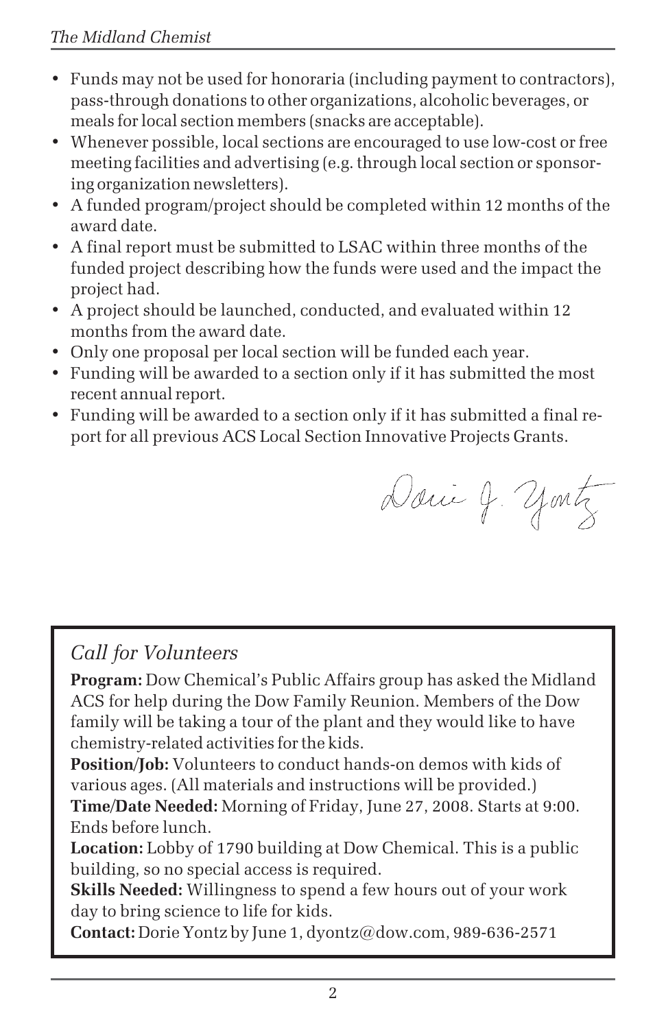- Funds may not be used for honoraria (including payment to contractors), pass-through donations to other organizations, alcoholic beverages, or meals for local section members (snacks are acceptable).
- Whenever possible, local sections are encouraged to use low-cost or free meeting facilities and advertising (e.g. through local section or sponsoring organization newsletters).
- A funded program/project should be completed within 12 months of the award date.
- A final report must be submitted to LSAC within three months of the funded project describing how the funds were used and the impact the project had.
- A project should be launched, conducted, and evaluated within 12 months from the award date.
- Only one proposal per local section will be funded each year.
- Funding will be awarded to a section only if it has submitted the most recent annual report.
- Funding will be awarded to a section only if it has submitted a final report for all previous ACS Local Section Innovative Projects Grants.

Dorie J. Yontz

## *Call for Volunteers*

**Program:** Dow Chemical's Public Affairs group has asked the Midland ACS for help during the Dow Family Reunion. Members of the Dow family will be taking a tour of the plant and they would like to have chemistry-related activities for the kids.

**Position/Job:** Volunteers to conduct hands-on demos with kids of various ages. (All materials and instructions will be provided.)

**Time/Date Needed:** Morning of Friday, June 27, 2008. Starts at 9:00. Ends before lunch.

**Location:** Lobby of 1790 building at Dow Chemical. This is a public building, so no special access is required.

**Skills Needed:** Willingness to spend a few hours out of your work day to bring science to life for kids.

**Contact:** Dorie Yontz by June 1, dyontz@dow.com, 989-636-2571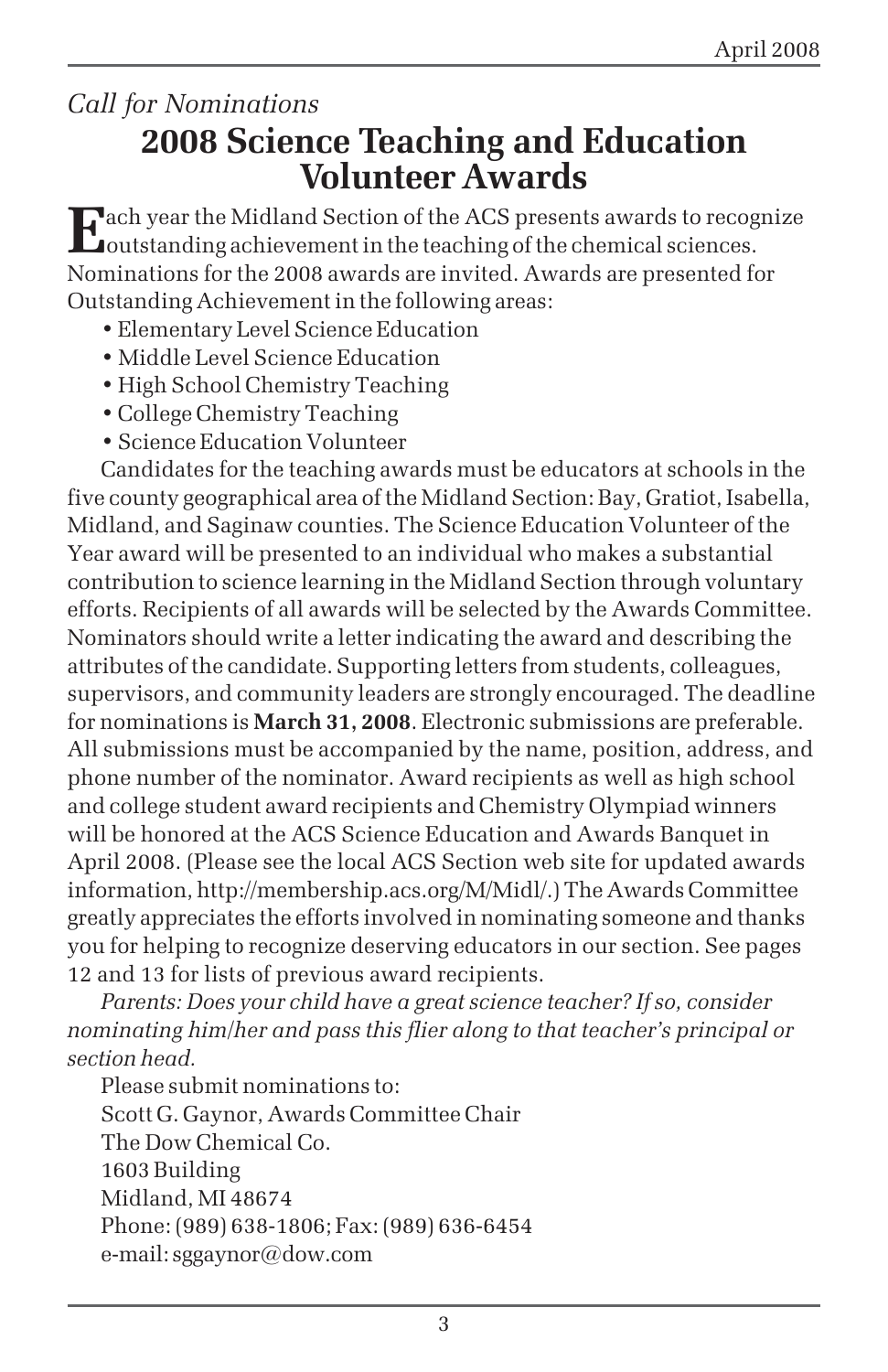*Call for Nominations*

# 2008 Science Teaching and Education Volunteer Awards

Each year the Midland Section of the ACS presents awards to recognize outstanding achievement in the teaching of the chemical sciences. Nominations for the 2008 awards are invited. Awards are presented for Outstanding Achievement in the following areas:

- Elementary Level Science Education
- Middle Level Science Education
- High School Chemistry Teaching
- College Chemistry Teaching
- Science Education Volunteer

Candidates for the teaching awards must be educators at schools in the five county geographical area of the Midland Section: Bay, Gratiot, Isabella, Midland, and Saginaw counties. The Science Education Volunteer of the Year award will be presented to an individual who makes a substantial contribution to science learning in the Midland Section through voluntary efforts. Recipients of all awards will be selected by the Awards Committee. Nominators should write a letter indicating the award and describing the attributes of the candidate. Supporting letters from students, colleagues, supervisors, and community leaders are strongly encouraged. The deadline for nominations is **March 31, 2008**. Electronic submissions are preferable. All submissions must be accompanied by the name, position, address, and phone number of the nominator. Award recipients as well as high school and college student award recipients and Chemistry Olympiad winners will be honored at the ACS Science Education and Awards Banquet in April 2008. (Please see the local ACS Section web site for updated awards information, http://membership.acs.org/M/Midl/.) The Awards Committee greatly appreciates the efforts involved in nominating someone and thanks you for helping to recognize deserving educators in our section. See pages 12 and 13 for lists of previous award recipients.

*Parents: Does your child have a great science teacher? If so, consider nominating him/her and pass this flier along to that teacher's principal or section head.*

Please submit nominations to:
Scott G. Gaynor, Awards Committee Chair
The Dow Chemical Co.
1603 Building
Midland, MI 48674
Phone: (989) 638-1806; Fax: (989) 636-6454
e-mail: sggaynor@dow.com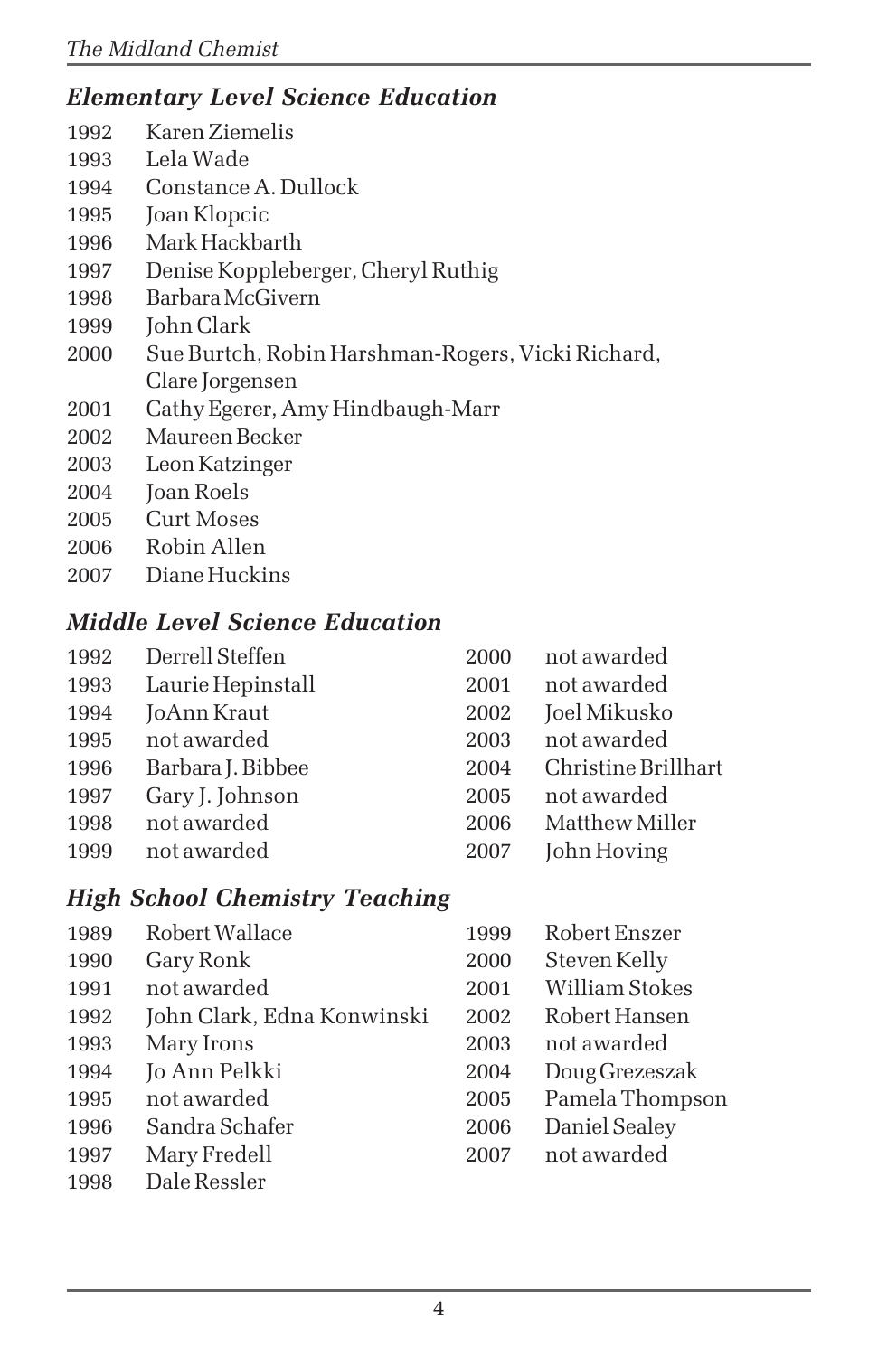## *Elementary Level Science Education*

1992 Karen Ziemelis
1993 Lela Wade
1994 Constance A. Dullock
1995 Joan Klopcic
1996 Mark Hackbarth
1997 Denise Koppleberger, Cheryl Ruthig
1998 Barbara McGivern
1999 John Clark
2000 Sue Burtch, Robin Harshman-Rogers, Vicki Richard, Clare Jorgensen
2001 Cathy Egerer, Amy Hindbaugh-Marr
2002 Maureen Becker
2003 Leon Katzinger
2004 Joan Roels
2005 Curt Moses
2006 Robin Allen
2007 Diane Huckins

## *Middle Level Science Education*

1992 Derrell Steffen
1993 Laurie Hepinstall
1994 JoAnn Kraut
1995 not awarded
1996 Barbara J. Bibbee
1997 Gary J. Johnson
1998 not awarded
1999 not awarded
2000 not awarded
2001 not awarded
2002 Joel Mikusko
2003 not awarded
2004 Christine Brillhart
2005 not awarded
2006 Matthew Miller
2007 John Hoving

## *High School Chemistry Teaching*

1989 Robert Wallace
1990 Gary Ronk
1991 not awarded
1992 John Clark, Edna Konwinski
1993 Mary Irons
1994 Jo Ann Pelkki
1995 not awarded
1996 Sandra Schafer
1997 Mary Fredell
1998 Dale Ressler
1999 Robert Enszer
2000 Steven Kelly
2001 William Stokes
2002 Robert Hansen
2003 not awarded
2004 Doug Grezeszak
2005 Pamela Thompson
2006 Daniel Sealey
2007 not awarded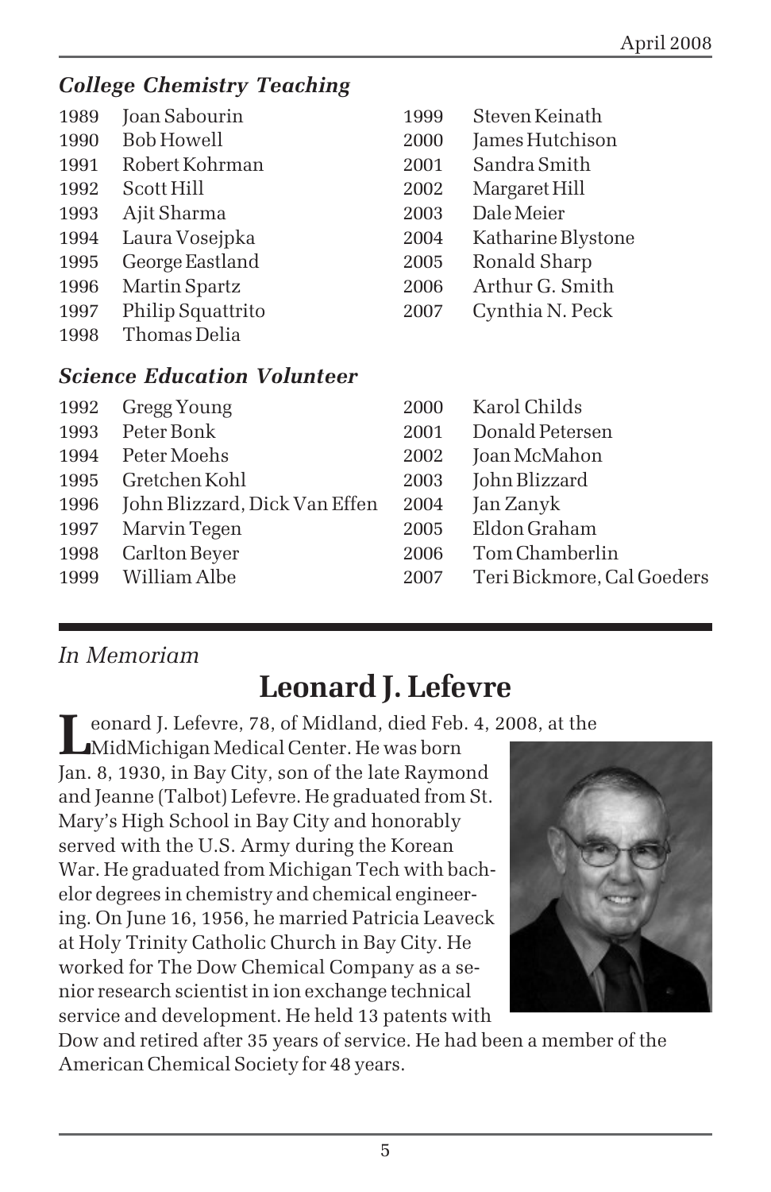### *College Chemistry Teaching*

1989 Joan Sabourin
1990 Bob Howell
1991 Robert Kohrman
1992 Scott Hill
1993 Ajit Sharma
1994 Laura Vosejpka
1995 George Eastland
1996 Martin Spartz
1997 Philip Squattrito
1998 Thomas Delia
1999 Steven Keinath
2000 James Hutchison
2001 Sandra Smith
2002 Margaret Hill
2003 Dale Meier
2004 Katharine Blystone
2005 Ronald Sharp
2006 Arthur G. Smith
2007 Cynthia N. Peck

### *Science Education Volunteer*

1992 Gregg Young
1993 Peter Bonk
1994 Peter Moehs
1995 Gretchen Kohl
1996 John Blizzard, Dick Van Effen
1997 Marvin Tegen
1998 Carlton Beyer
1999 William Albe
2000 Karol Childs
2001 Donald Petersen
2002 Joan McMahon
2003 John Blizzard
2004 Jan Zanyk
2005 Eldon Graham
2006 Tom Chamberlin
2007 Teri Bickmore, Cal Goeders

---

*In Memoriam*

## Leonard J. Lefevre

Leonard J. Lefevre, 78, of Midland, died Feb. 4, 2008, at the MidMichigan Medical Center. He was born Jan. 8, 1930, in Bay City, son of the late Raymond and Jeanne (Talbot) Lefevre. He graduated from St. Mary's High School in Bay City and honorably served with the U.S. Army during the Korean War. He graduated from Michigan Tech with bachelor degrees in chemistry and chemical engineering. On June 16, 1956, he married Patricia Leaveck at Holy Trinity Catholic Church in Bay City. He worked for The Dow Chemical Company as a senior research scientist in ion exchange technical service and development. He held 13 patents with Dow and retired after 35 years of service. He had been a member of the American Chemical Society for 48 years.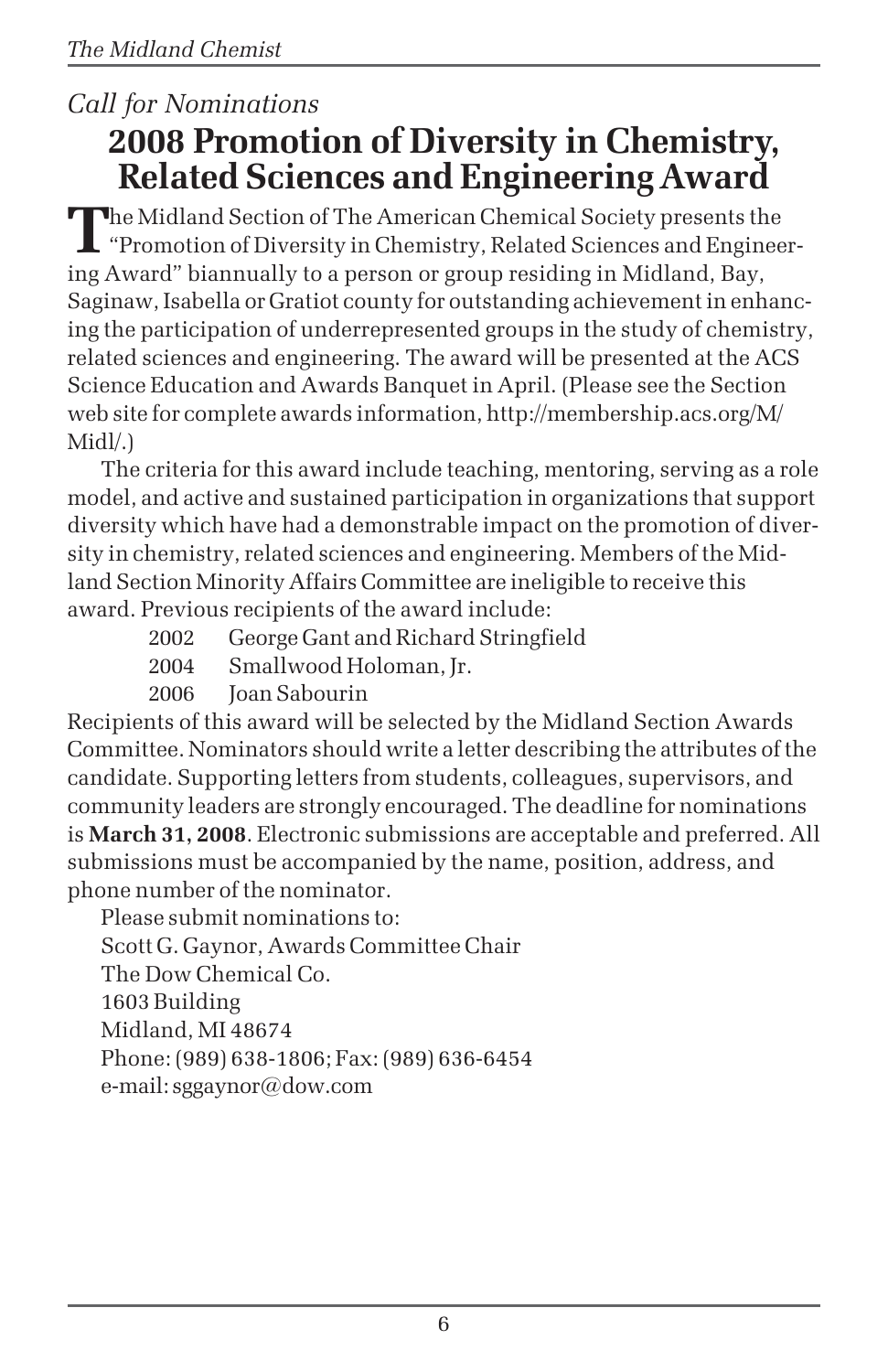*Call for Nominations*

# 2008 Promotion of Diversity in Chemistry, Related Sciences and Engineering Award

The Midland Section of The American Chemical Society presents the "Promotion of Diversity in Chemistry, Related Sciences and Engineering Award" biannually to a person or group residing in Midland, Bay, Saginaw, Isabella or Gratiot county for outstanding achievement in enhancing the participation of underrepresented groups in the study of chemistry, related sciences and engineering. The award will be presented at the ACS Science Education and Awards Banquet in April. (Please see the Section web site for complete awards information, http://membership.acs.org/M/Midl/.)

The criteria for this award include teaching, mentoring, serving as a role model, and active and sustained participation in organizations that support diversity which have had a demonstrable impact on the promotion of diversity in chemistry, related sciences and engineering. Members of the Midland Section Minority Affairs Committee are ineligible to receive this award. Previous recipients of the award include:

- 2002 George Gant and Richard Stringfield
- 2004 Smallwood Holoman, Jr.
- 2006 Joan Sabourin

Recipients of this award will be selected by the Midland Section Awards Committee. Nominators should write a letter describing the attributes of the candidate. Supporting letters from students, colleagues, supervisors, and community leaders are strongly encouraged. The deadline for nominations is **March 31, 2008**. Electronic submissions are acceptable and preferred. All submissions must be accompanied by the name, position, address, and phone number of the nominator.

Please submit nominations to:
Scott G. Gaynor, Awards Committee Chair
The Dow Chemical Co.
1603 Building
Midland, MI 48674
Phone: (989) 638-1806; Fax: (989) 636-6454
e-mail: sggaynor@dow.com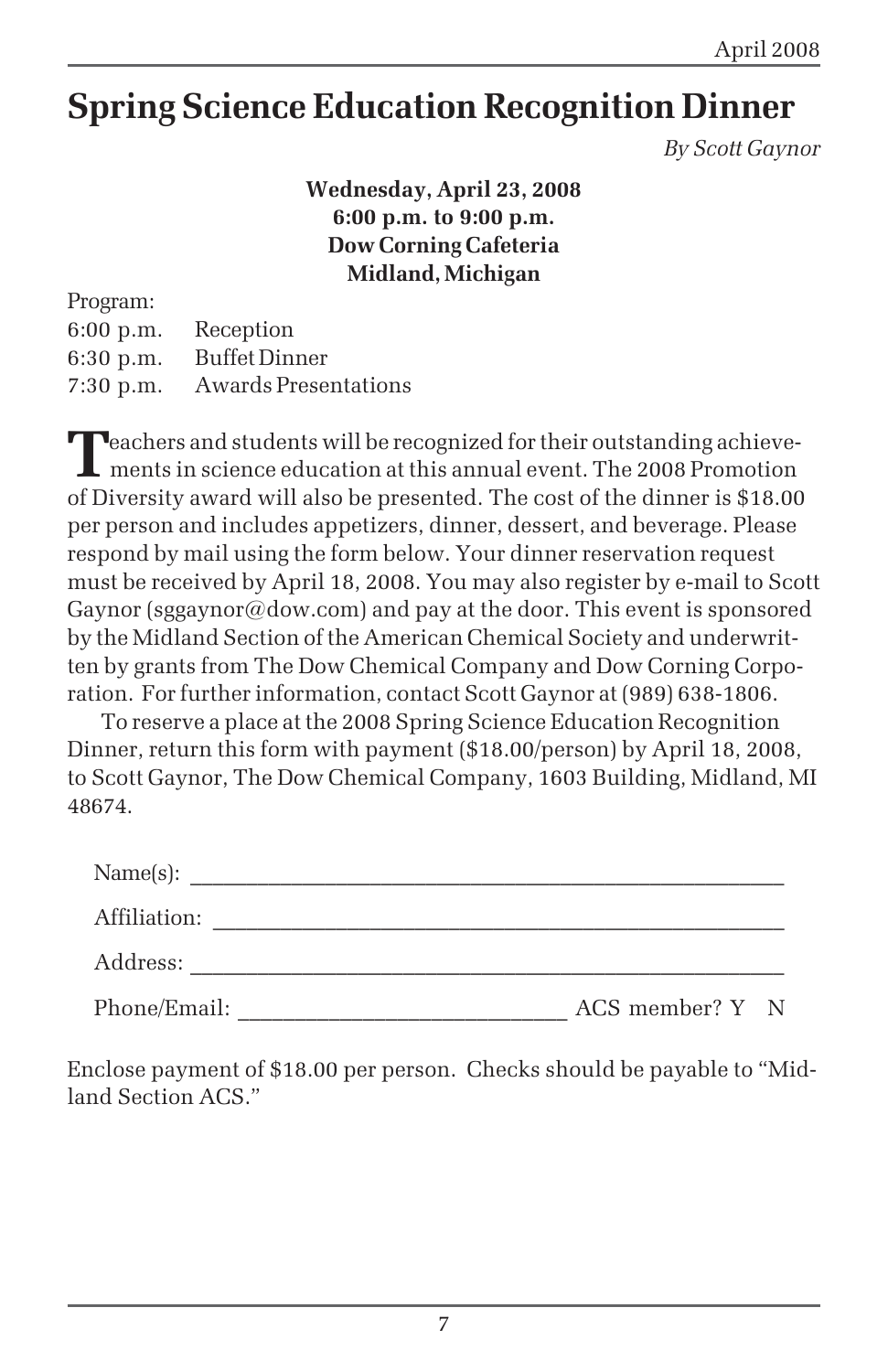# Spring Science Education Recognition Dinner

*By Scott Gaynor*

**Wednesday, April 23, 2008**
**6:00 p.m. to 9:00 p.m.**
**Dow Corning Cafeteria**
**Midland, Michigan**

Program:

| | |
|---|---|
| 6:00 p.m. | Reception |
| 6:30 p.m. | Buffet Dinner |
| 7:30 p.m. | Awards Presentations |

Teachers and students will be recognized for their outstanding achievements in science education at this annual event. The 2008 Promotion of Diversity award will also be presented. The cost of the dinner is $18.00 per person and includes appetizers, dinner, dessert, and beverage. Please respond by mail using the form below. Your dinner reservation request must be received by April 18, 2008. You may also register by e-mail to Scott Gaynor (sggaynor@dow.com) and pay at the door. This event is sponsored by the Midland Section of the American Chemical Society and underwritten by grants from The Dow Chemical Company and Dow Corning Corporation. For further information, contact Scott Gaynor at (989) 638-1806.

To reserve a place at the 2008 Spring Science Education Recognition Dinner, return this form with payment ($18.00/person) by April 18, 2008, to Scott Gaynor, The Dow Chemical Company, 1603 Building, Midland, MI 48674.

Name(s): ______________________________________________

Affiliation: ____________________________________________

Address: ______________________________________________

Phone/Email: ___________________________ ACS member? Y N

Enclose payment of $18.00 per person. Checks should be payable to "Midland Section ACS."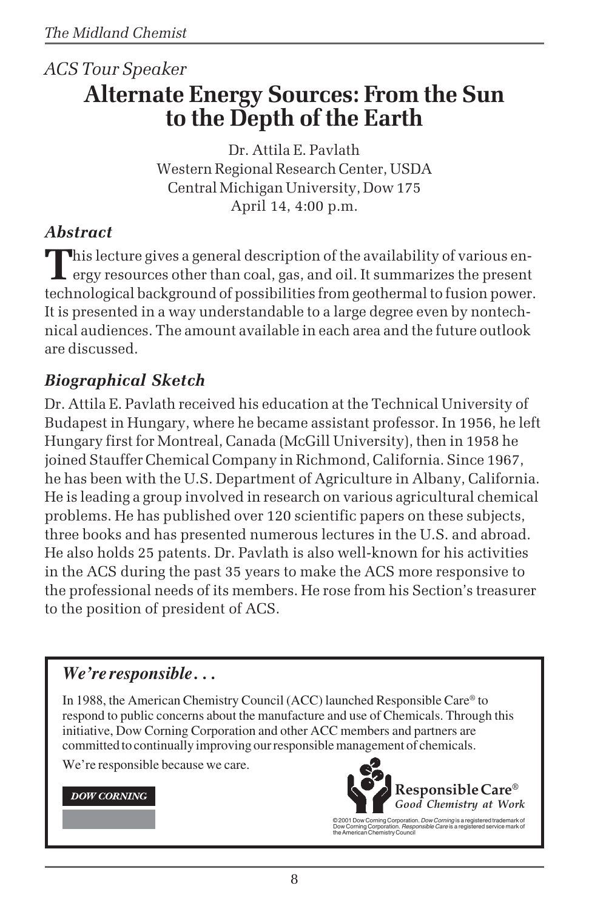*ACS Tour Speaker*

# Alternate Energy Sources: From the Sun to the Depth of the Earth

Dr. Attila E. Pavlath
Western Regional Research Center, USDA
Central Michigan University, Dow 175
April 14, 4:00 p.m.

## *Abstract*

This lecture gives a general description of the availability of various energy resources other than coal, gas, and oil. It summarizes the present technological background of possibilities from geothermal to fusion power. It is presented in a way understandable to a large degree even by nontechnical audiences. The amount available in each area and the future outlook are discussed.

## *Biographical Sketch*

Dr. Attila E. Pavlath received his education at the Technical University of Budapest in Hungary, where he became assistant professor. In 1956, he left Hungary first for Montreal, Canada (McGill University), then in 1958 he joined Stauffer Chemical Company in Richmond, California. Since 1967, he has been with the U.S. Department of Agriculture in Albany, California. He is leading a group involved in research on various agricultural chemical problems. He has published over 120 scientific papers on these subjects, three books and has presented numerous lectures in the U.S. and abroad. He also holds 25 patents. Dr. Pavlath is also well-known for his activities in the ACS during the past 35 years to make the ACS more responsive to the professional needs of its members. He rose from his Section's treasurer to the position of president of ACS.

---

### *We're responsible. . .*

In 1988, the American Chemistry Council (ACC) launched Responsible Care® to respond to public concerns about the manufacture and use of Chemicals. Through this initiative, Dow Corning Corporation and other ACC members and partners are committed to continually improving our responsible management of chemicals.

We're responsible because we care.

**DOW CORNING**

**Responsible Care®**
*Good Chemistry at Work*

© 2001 Dow Corning Corporation. *Dow Corning* is a registered trademark of Dow Corning Corporation. *Responsible Care* is a registered service mark of the American Chemistry Council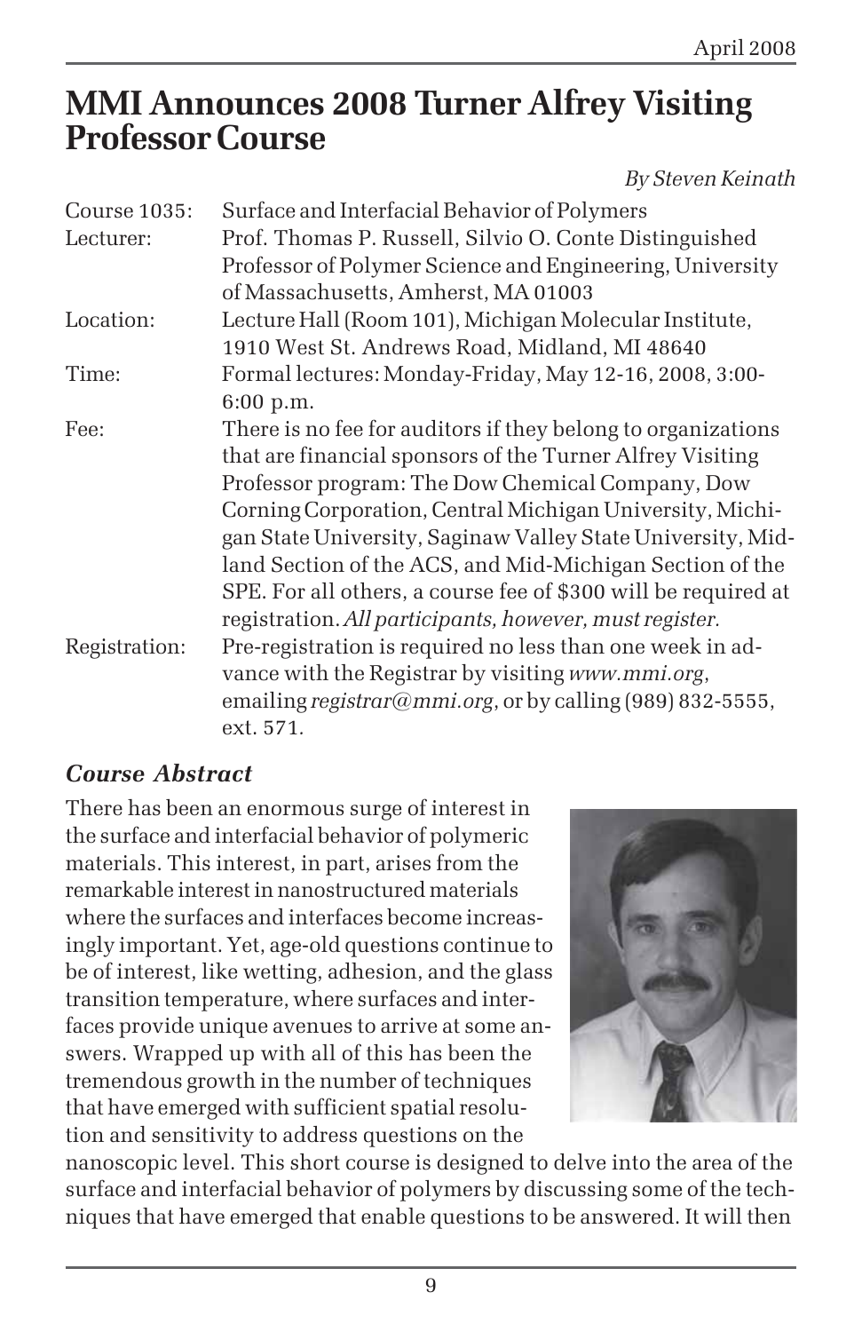# MMI Announces 2008 Turner Alfrey Visiting Professor Course

*By Steven Keinath*

| | |
|---|---|
| Course 1035: | Surface and Interfacial Behavior of Polymers |
| Lecturer: | Prof. Thomas P. Russell, Silvio O. Conte Distinguished Professor of Polymer Science and Engineering, University of Massachusetts, Amherst, MA 01003 |
| Location: | Lecture Hall (Room 101), Michigan Molecular Institute, 1910 West St. Andrews Road, Midland, MI 48640 |
| Time: | Formal lectures: Monday-Friday, May 12-16, 2008, 3:00-6:00 p.m. |
| Fee: | There is no fee for auditors if they belong to organizations that are financial sponsors of the Turner Alfrey Visiting Professor program: The Dow Chemical Company, Dow Corning Corporation, Central Michigan University, Michigan State University, Saginaw Valley State University, Midland Section of the ACS, and Mid-Michigan Section of the SPE. For all others, a course fee of $300 will be required at registration. *All participants, however, must register.* |
| Registration: | Pre-registration is required no less than one week in advance with the Registrar by visiting *www.mmi.org*, emailing *registrar@mmi.org*, or by calling (989) 832-5555, ext. 571. |

## *Course Abstract*

There has been an enormous surge of interest in the surface and interfacial behavior of polymeric materials. This interest, in part, arises from the remarkable interest in nanostructured materials where the surfaces and interfaces become increasingly important. Yet, age-old questions continue to be of interest, like wetting, adhesion, and the glass transition temperature, where surfaces and interfaces provide unique avenues to arrive at some answers. Wrapped up with all of this has been the tremendous growth in the number of techniques that have emerged with sufficient spatial resolution and sensitivity to address questions on the nanoscopic level. This short course is designed to delve into the area of the surface and interfacial behavior of polymers by discussing some of the techniques that have emerged that enable questions to be answered. It will then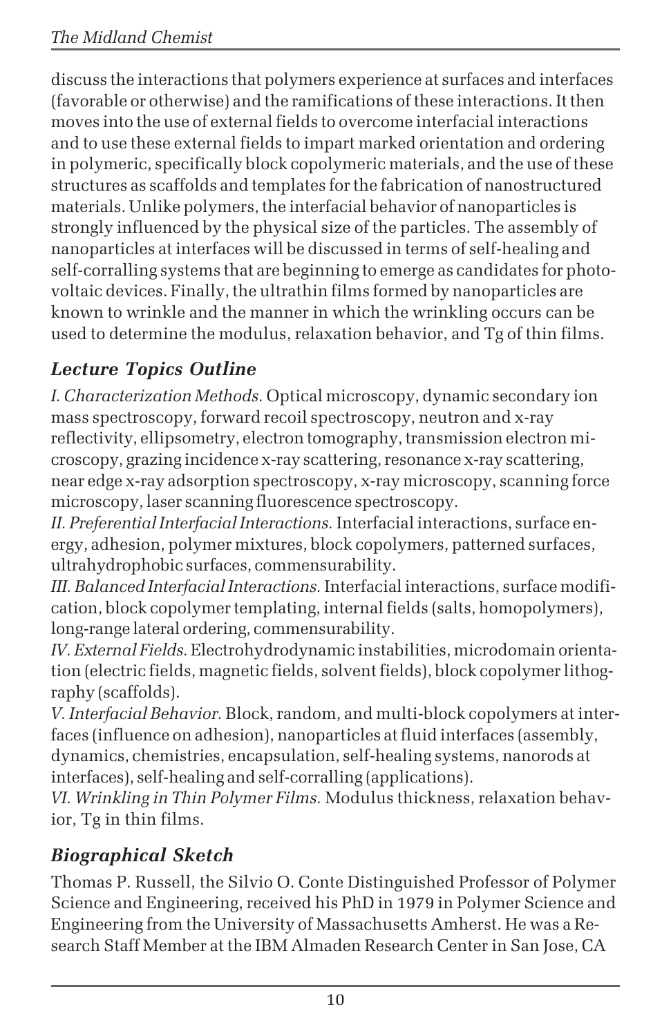discuss the interactions that polymers experience at surfaces and interfaces (favorable or otherwise) and the ramifications of these interactions. It then moves into the use of external fields to overcome interfacial interactions and to use these external fields to impart marked orientation and ordering in polymeric, specifically block copolymeric materials, and the use of these structures as scaffolds and templates for the fabrication of nanostructured materials. Unlike polymers, the interfacial behavior of nanoparticles is strongly influenced by the physical size of the particles. The assembly of nanoparticles at interfaces will be discussed in terms of self-healing and self-corralling systems that are beginning to emerge as candidates for photovoltaic devices. Finally, the ultrathin films formed by nanoparticles are known to wrinkle and the manner in which the wrinkling occurs can be used to determine the modulus, relaxation behavior, and Tg of thin films.

## *Lecture Topics Outline*

*I. Characterization Methods.* Optical microscopy, dynamic secondary ion mass spectroscopy, forward recoil spectroscopy, neutron and x-ray reflectivity, ellipsometry, electron tomography, transmission electron microscopy, grazing incidence x-ray scattering, resonance x-ray scattering, near edge x-ray adsorption spectroscopy, x-ray microscopy, scanning force microscopy, laser scanning fluorescence spectroscopy.

*II. Preferential Interfacial Interactions.* Interfacial interactions, surface energy, adhesion, polymer mixtures, block copolymers, patterned surfaces, ultrahydrophobic surfaces, commensurability.

*III. Balanced Interfacial Interactions.* Interfacial interactions, surface modification, block copolymer templating, internal fields (salts, homopolymers), long-range lateral ordering, commensurability.

*IV. External Fields.* Electrohydrodynamic instabilities, microdomain orientation (electric fields, magnetic fields, solvent fields), block copolymer lithography (scaffolds).

*V. Interfacial Behavior.* Block, random, and multi-block copolymers at interfaces (influence on adhesion), nanoparticles at fluid interfaces (assembly, dynamics, chemistries, encapsulation, self-healing systems, nanorods at interfaces), self-healing and self-corralling (applications).

*VI. Wrinkling in Thin Polymer Films.* Modulus thickness, relaxation behavior, Tg in thin films.

## *Biographical Sketch*

Thomas P. Russell, the Silvio O. Conte Distinguished Professor of Polymer Science and Engineering, received his PhD in 1979 in Polymer Science and Engineering from the University of Massachusetts Amherst. He was a Research Staff Member at the IBM Almaden Research Center in San Jose, CA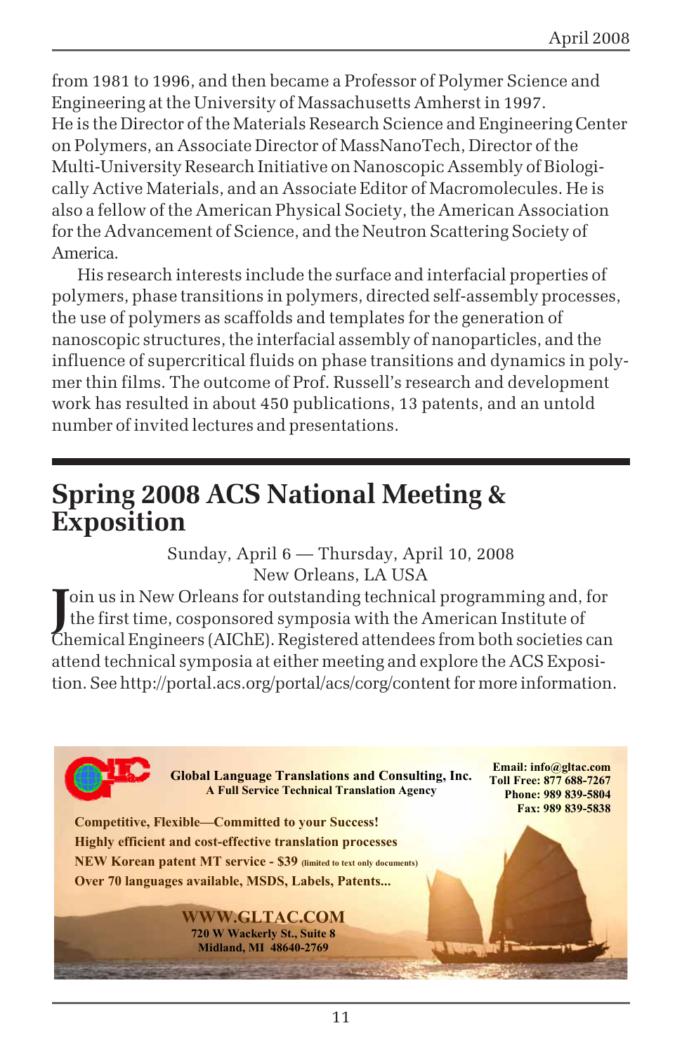from 1981 to 1996, and then became a Professor of Polymer Science and Engineering at the University of Massachusetts Amherst in 1997. He is the Director of the Materials Research Science and Engineering Center on Polymers, an Associate Director of MassNanoTech, Director of the Multi-University Research Initiative on Nanoscopic Assembly of Biologically Active Materials, and an Associate Editor of Macromolecules. He is also a fellow of the American Physical Society, the American Association for the Advancement of Science, and the Neutron Scattering Society of America.

His research interests include the surface and interfacial properties of polymers, phase transitions in polymers, directed self-assembly processes, the use of polymers as scaffolds and templates for the generation of nanoscopic structures, the interfacial assembly of nanoparticles, and the influence of supercritical fluids on phase transitions and dynamics in polymer thin films. The outcome of Prof. Russell's research and development work has resulted in about 450 publications, 13 patents, and an untold number of invited lectures and presentations.

# Spring 2008 ACS National Meeting & Exposition

Sunday, April 6 — Thursday, April 10, 2008
New Orleans, LA USA

Join us in New Orleans for outstanding technical programming and, for the first time, cosponsored symposia with the American Institute of Chemical Engineers (AIChE). Registered attendees from both societies can attend technical symposia at either meeting and explore the ACS Exposition. See http://portal.acs.org/portal/acs/corg/content for more information.

**Global Language Translations and Consulting, Inc.**
**A Full Service Technical Translation Agency**

**Email: info@gltac.com**
**Toll Free: 877 688-7267**
**Phone: 989 839-5804**
**Fax: 989 839-5838**

**Competitive, Flexible—Committed to your Success!**
**Highly efficient and cost-effective translation processes**
**NEW Korean patent MT service - $39 (limited to text only documents)**
**Over 70 languages available, MSDS, Labels, Patents...**

**WWW.GLTAC.COM**
**720 W Wackerly St., Suite 8**
**Midland, MI 48640-2769**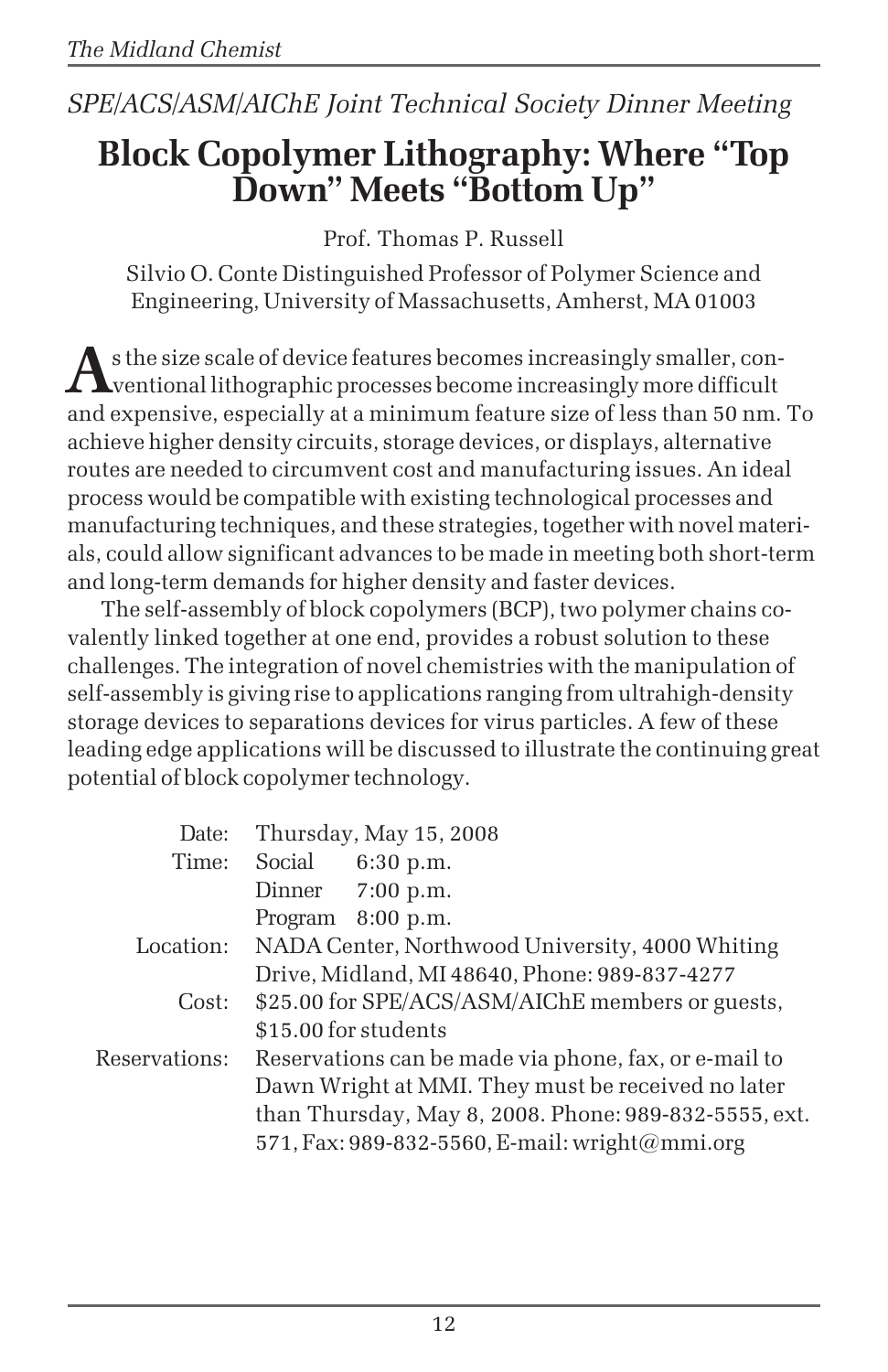*SPE/ACS/ASM/AIChE Joint Technical Society Dinner Meeting*

# Block Copolymer Lithography: Where "Top Down" Meets "Bottom Up"

Prof. Thomas P. Russell

Silvio O. Conte Distinguished Professor of Polymer Science and Engineering, University of Massachusetts, Amherst, MA 01003

As the size scale of device features becomes increasingly smaller, conventional lithographic processes become increasingly more difficult and expensive, especially at a minimum feature size of less than 50 nm. To achieve higher density circuits, storage devices, or displays, alternative routes are needed to circumvent cost and manufacturing issues. An ideal process would be compatible with existing technological processes and manufacturing techniques, and these strategies, together with novel materials, could allow significant advances to be made in meeting both short-term and long-term demands for higher density and faster devices.

The self-assembly of block copolymers (BCP), two polymer chains covalently linked together at one end, provides a robust solution to these challenges. The integration of novel chemistries with the manipulation of self-assembly is giving rise to applications ranging from ultrahigh-density storage devices to separations devices for virus particles. A few of these leading edge applications will be discussed to illustrate the continuing great potential of block copolymer technology.

| | |
|---|---|
| Date: | Thursday, May 15, 2008 |
| Time: | Social 6:30 p.m.<br>Dinner 7:00 p.m.<br>Program 8:00 p.m. |
| Location: | NADA Center, Northwood University, 4000 Whiting Drive, Midland, MI 48640, Phone: 989-837-4277 |
| Cost: | $25.00 for SPE/ACS/ASM/AIChE members or guests, $15.00 for students |
| Reservations: | Reservations can be made via phone, fax, or e-mail to Dawn Wright at MMI. They must be received no later than Thursday, May 8, 2008. Phone: 989-832-5555, ext. 571, Fax: 989-832-5560, E-mail: wright@mmi.org |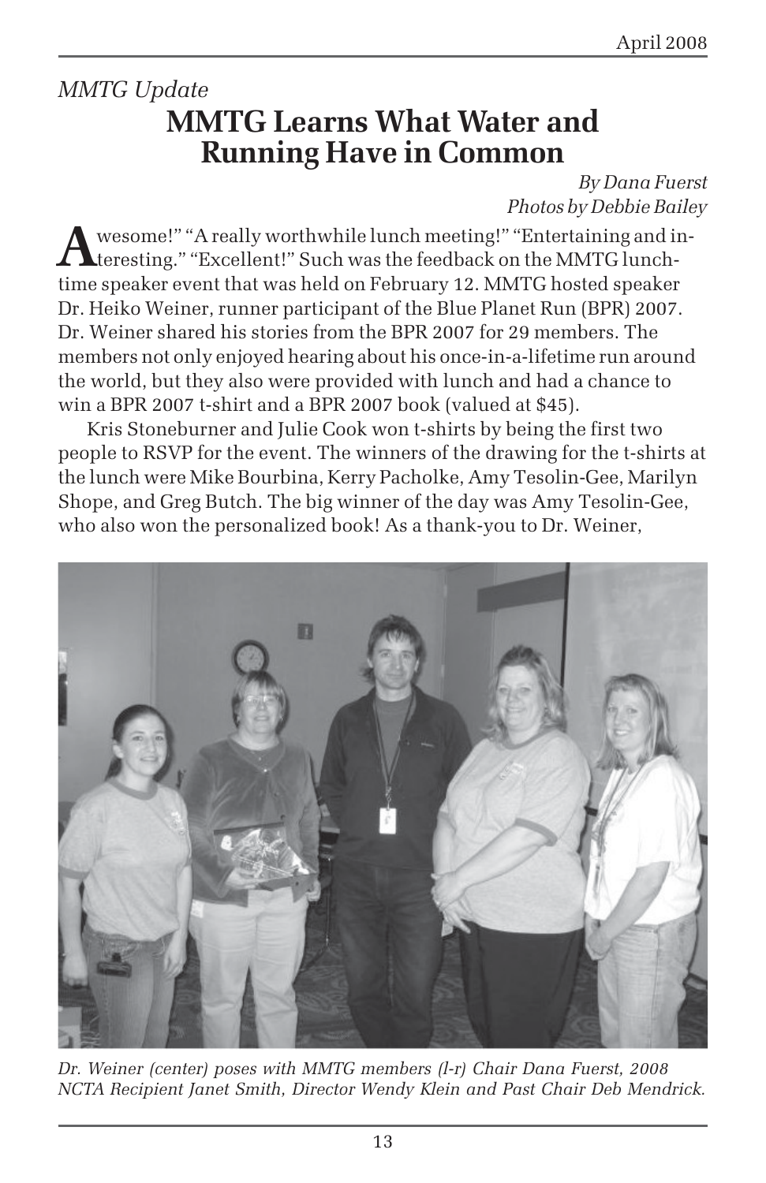*MMTG Update*

# MMTG Learns What Water and Running Have in Common

*By Dana Fuerst*
*Photos by Debbie Bailey*

"Awesome!" "A really worthwhile lunch meeting!" "Entertaining and interesting." "Excellent!" Such was the feedback on the MMTG lunchtime speaker event that was held on February 12. MMTG hosted speaker Dr. Heiko Weiner, runner participant of the Blue Planet Run (BPR) 2007. Dr. Weiner shared his stories from the BPR 2007 for 29 members. The members not only enjoyed hearing about his once-in-a-lifetime run around the world, but they also were provided with lunch and had a chance to win a BPR 2007 t-shirt and a BPR 2007 book (valued at $45).

Kris Stoneburner and Julie Cook won t-shirts by being the first two people to RSVP for the event. The winners of the drawing for the t-shirts at the lunch were Mike Bourbina, Kerry Pacholke, Amy Tesolin-Gee, Marilyn Shope, and Greg Butch. The big winner of the day was Amy Tesolin-Gee, who also won the personalized book! As a thank-you to Dr. Weiner,

*Dr. Weiner (center) poses with MMTG members (l-r) Chair Dana Fuerst, 2008 NCTA Recipient Janet Smith, Director Wendy Klein and Past Chair Deb Mendrick.*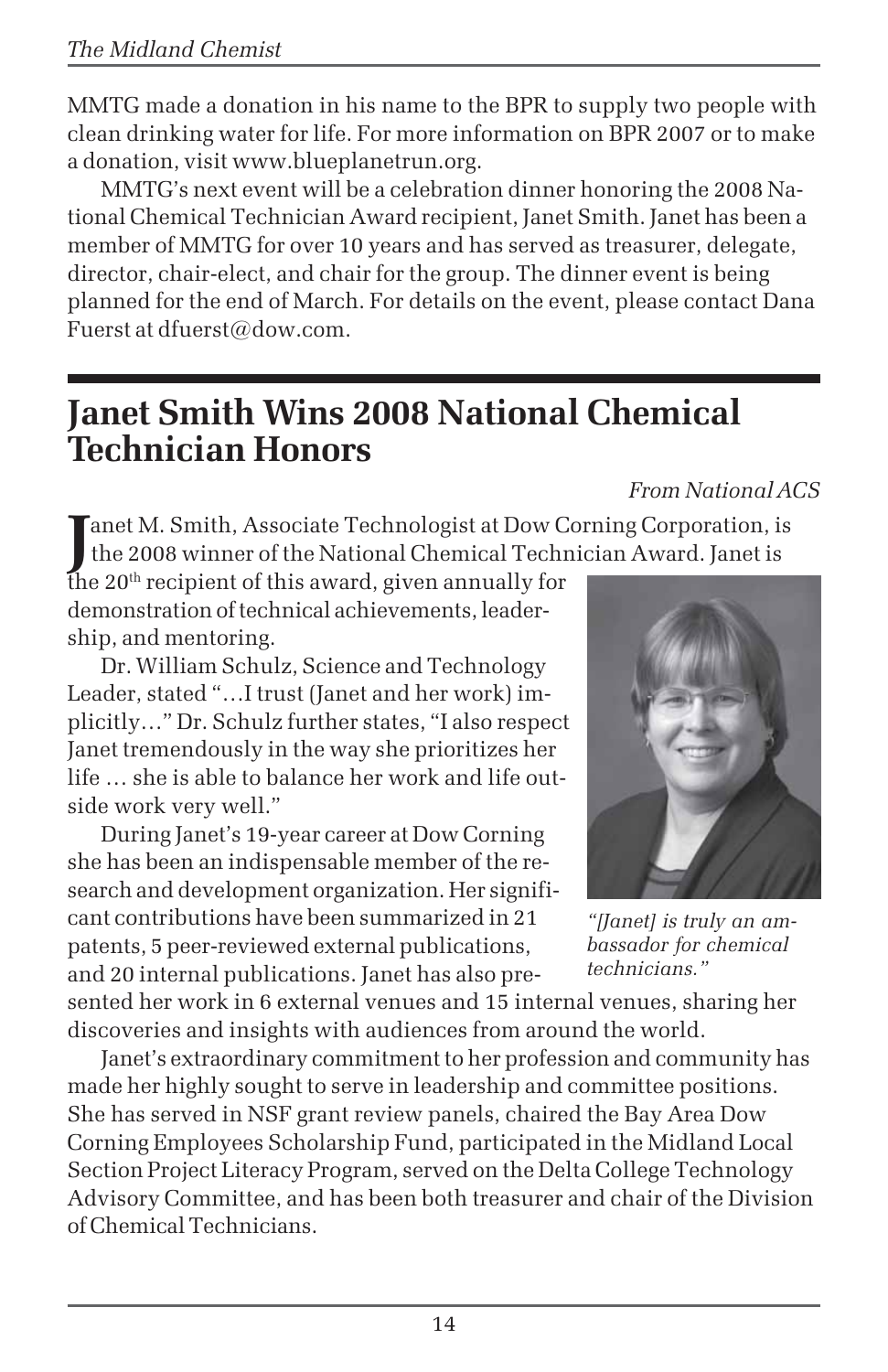MMTG made a donation in his name to the BPR to supply two people with clean drinking water for life. For more information on BPR 2007 or to make a donation, visit www.blueplanetrun.org.

MMTG's next event will be a celebration dinner honoring the 2008 National Chemical Technician Award recipient, Janet Smith. Janet has been a member of MMTG for over 10 years and has served as treasurer, delegate, director, chair-elect, and chair for the group. The dinner event is being planned for the end of March. For details on the event, please contact Dana Fuerst at dfuerst@dow.com.

# Janet Smith Wins 2008 National Chemical Technician Honors

*From National ACS*

Janet M. Smith, Associate Technologist at Dow Corning Corporation, is the 2008 winner of the National Chemical Technician Award. Janet is the 20th recipient of this award, given annually for demonstration of technical achievements, leadership, and mentoring.

Dr. William Schulz, Science and Technology Leader, stated "…I trust (Janet and her work) implicitly…" Dr. Schulz further states, "I also respect Janet tremendously in the way she prioritizes her life … she is able to balance her work and life outside work very well."

*"[Janet] is truly an ambassador for chemical technicians."*

During Janet's 19-year career at Dow Corning she has been an indispensable member of the research and development organization. Her significant contributions have been summarized in 21 patents, 5 peer-reviewed external publications, and 20 internal publications. Janet has also presented her work in 6 external venues and 15 internal venues, sharing her discoveries and insights with audiences from around the world.

Janet's extraordinary commitment to her profession and community has made her highly sought to serve in leadership and committee positions. She has served in NSF grant review panels, chaired the Bay Area Dow Corning Employees Scholarship Fund, participated in the Midland Local Section Project Literacy Program, served on the Delta College Technology Advisory Committee, and has been both treasurer and chair of the Division of Chemical Technicians.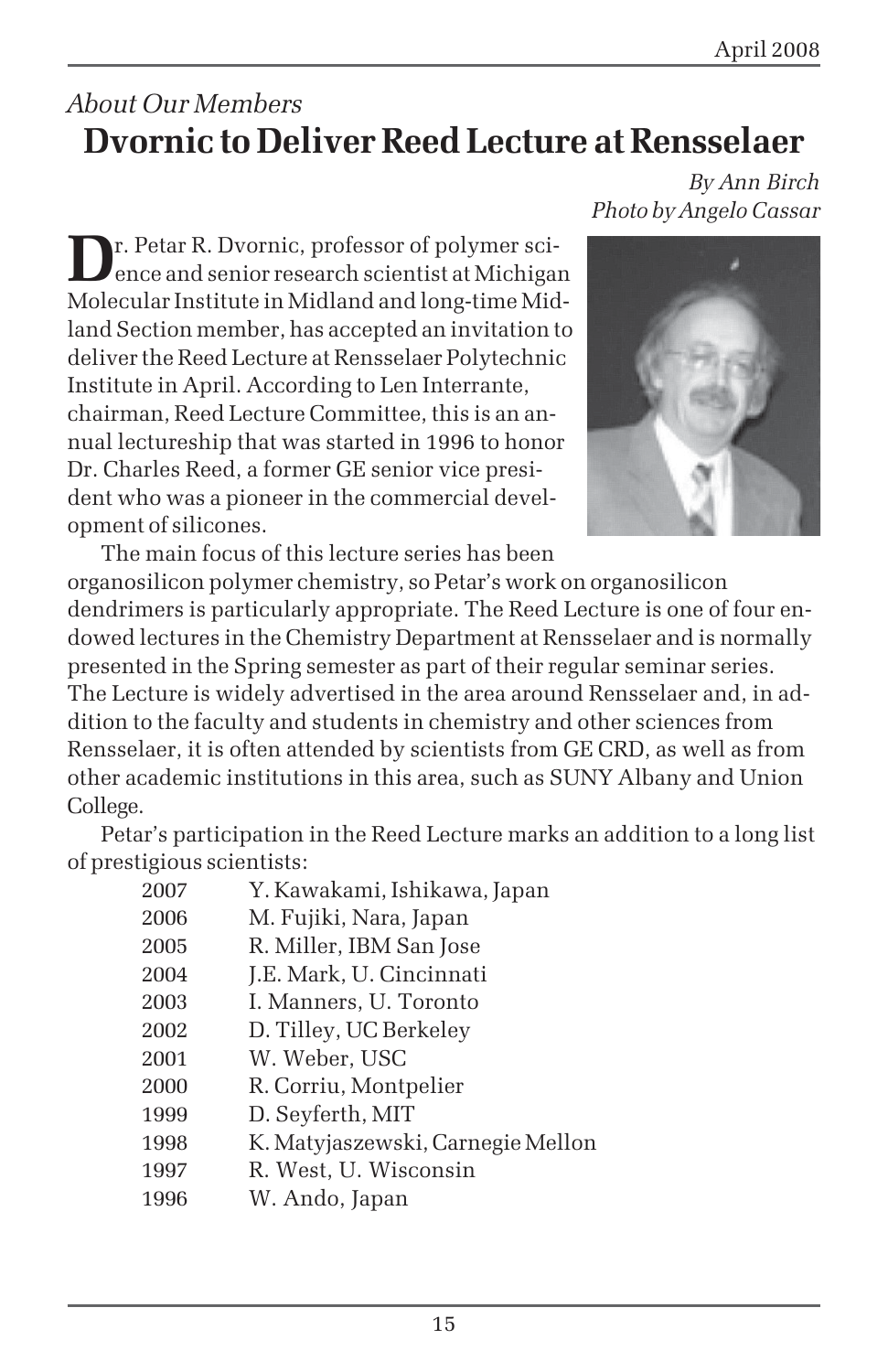*About Our Members*

# Dvornic to Deliver Reed Lecture at Rensselaer

*By Ann Birch*
*Photo by Angelo Cassar*

Dr. Petar R. Dvornic, professor of polymer science and senior research scientist at Michigan Molecular Institute in Midland and long-time Midland Section member, has accepted an invitation to deliver the Reed Lecture at Rensselaer Polytechnic Institute in April. According to Len Interrante, chairman, Reed Lecture Committee, this is an annual lectureship that was started in 1996 to honor Dr. Charles Reed, a former GE senior vice president who was a pioneer in the commercial development of silicones.

The main focus of this lecture series has been organosilicon polymer chemistry, so Petar's work on organosilicon dendrimers is particularly appropriate. The Reed Lecture is one of four endowed lectures in the Chemistry Department at Rensselaer and is normally presented in the Spring semester as part of their regular seminar series. The Lecture is widely advertised in the area around Rensselaer and, in addition to the faculty and students in chemistry and other sciences from Rensselaer, it is often attended by scientists from GE CRD, as well as from other academic institutions in this area, such as SUNY Albany and Union College.

Petar's participation in the Reed Lecture marks an addition to a long list of prestigious scientists:

| | |
|---|---|
| 2007 | Y. Kawakami, Ishikawa, Japan |
| 2006 | M. Fujiki, Nara, Japan |
| 2005 | R. Miller, IBM San Jose |
| 2004 | J.E. Mark, U. Cincinnati |
| 2003 | I. Manners, U. Toronto |
| 2002 | D. Tilley, UC Berkeley |
| 2001 | W. Weber, USC |
| 2000 | R. Corriu, Montpelier |
| 1999 | D. Seyferth, MIT |
| 1998 | K. Matyjaszewski, Carnegie Mellon |
| 1997 | R. West, U. Wisconsin |
| 1996 | W. Ando, Japan |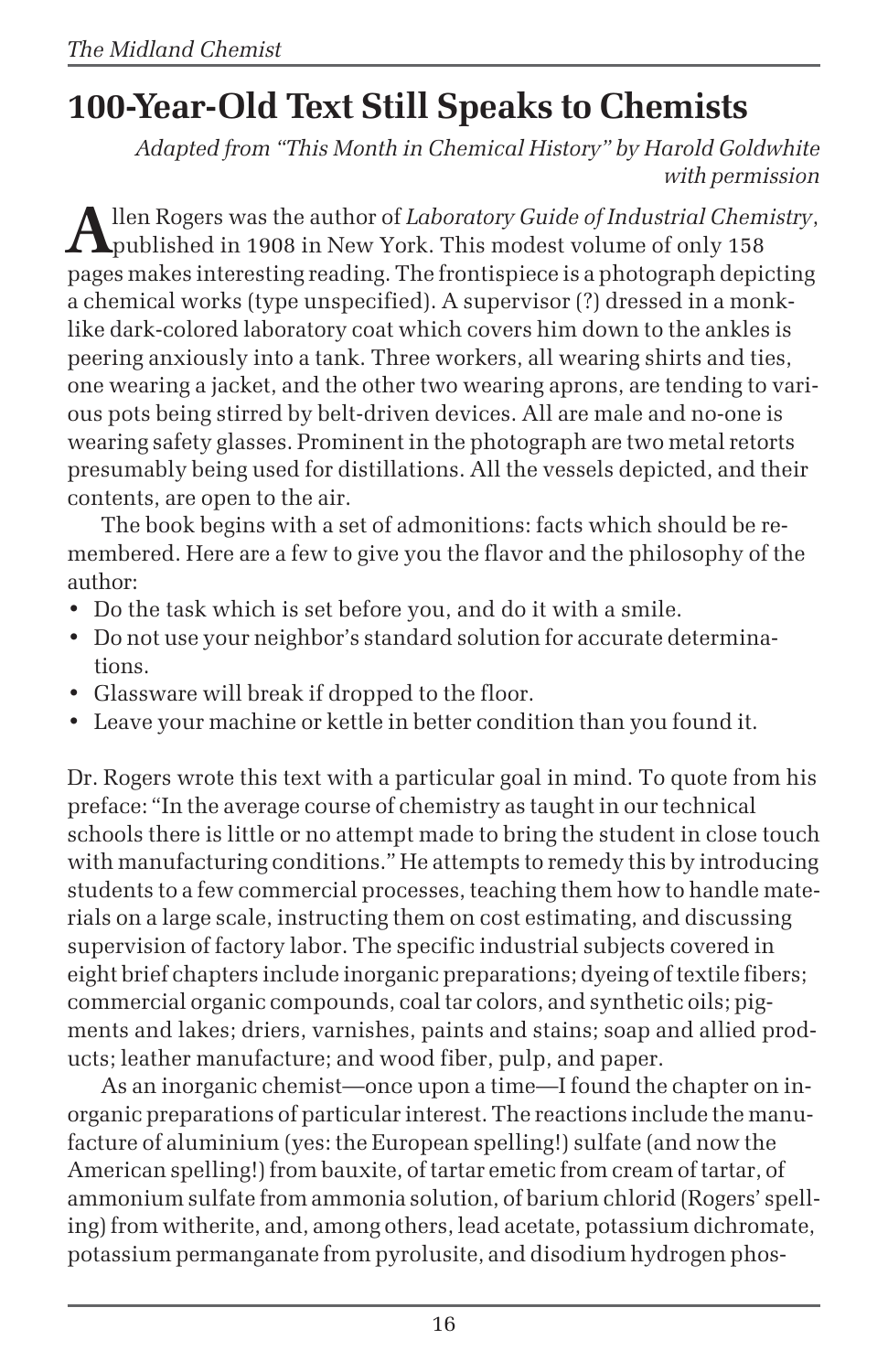# 100-Year-Old Text Still Speaks to Chemists

*Adapted from "This Month in Chemical History" by Harold Goldwhite with permission*

Allen Rogers was the author of *Laboratory Guide of Industrial Chemistry*, published in 1908 in New York. This modest volume of only 158 pages makes interesting reading. The frontispiece is a photograph depicting a chemical works (type unspecified). A supervisor (?) dressed in a monk-like dark-colored laboratory coat which covers him down to the ankles is peering anxiously into a tank. Three workers, all wearing shirts and ties, one wearing a jacket, and the other two wearing aprons, are tending to various pots being stirred by belt-driven devices. All are male and no-one is wearing safety glasses. Prominent in the photograph are two metal retorts presumably being used for distillations. All the vessels depicted, and their contents, are open to the air.

The book begins with a set of admonitions: facts which should be remembered. Here are a few to give you the flavor and the philosophy of the author:

- Do the task which is set before you, and do it with a smile.
- Do not use your neighbor's standard solution for accurate determinations.
- Glassware will break if dropped to the floor.
- Leave your machine or kettle in better condition than you found it.

Dr. Rogers wrote this text with a particular goal in mind. To quote from his preface: "In the average course of chemistry as taught in our technical schools there is little or no attempt made to bring the student in close touch with manufacturing conditions." He attempts to remedy this by introducing students to a few commercial processes, teaching them how to handle materials on a large scale, instructing them on cost estimating, and discussing supervision of factory labor. The specific industrial subjects covered in eight brief chapters include inorganic preparations; dyeing of textile fibers; commercial organic compounds, coal tar colors, and synthetic oils; pigments and lakes; driers, varnishes, paints and stains; soap and allied products; leather manufacture; and wood fiber, pulp, and paper.

As an inorganic chemist—once upon a time—I found the chapter on inorganic preparations of particular interest. The reactions include the manufacture of aluminium (yes: the European spelling!) sulfate (and now the American spelling!) from bauxite, of tartar emetic from cream of tartar, of ammonium sulfate from ammonia solution, of barium chlorid (Rogers' spelling) from witherite, and, among others, lead acetate, potassium dichromate, potassium permanganate from pyrolusite, and disodium hydrogen phos-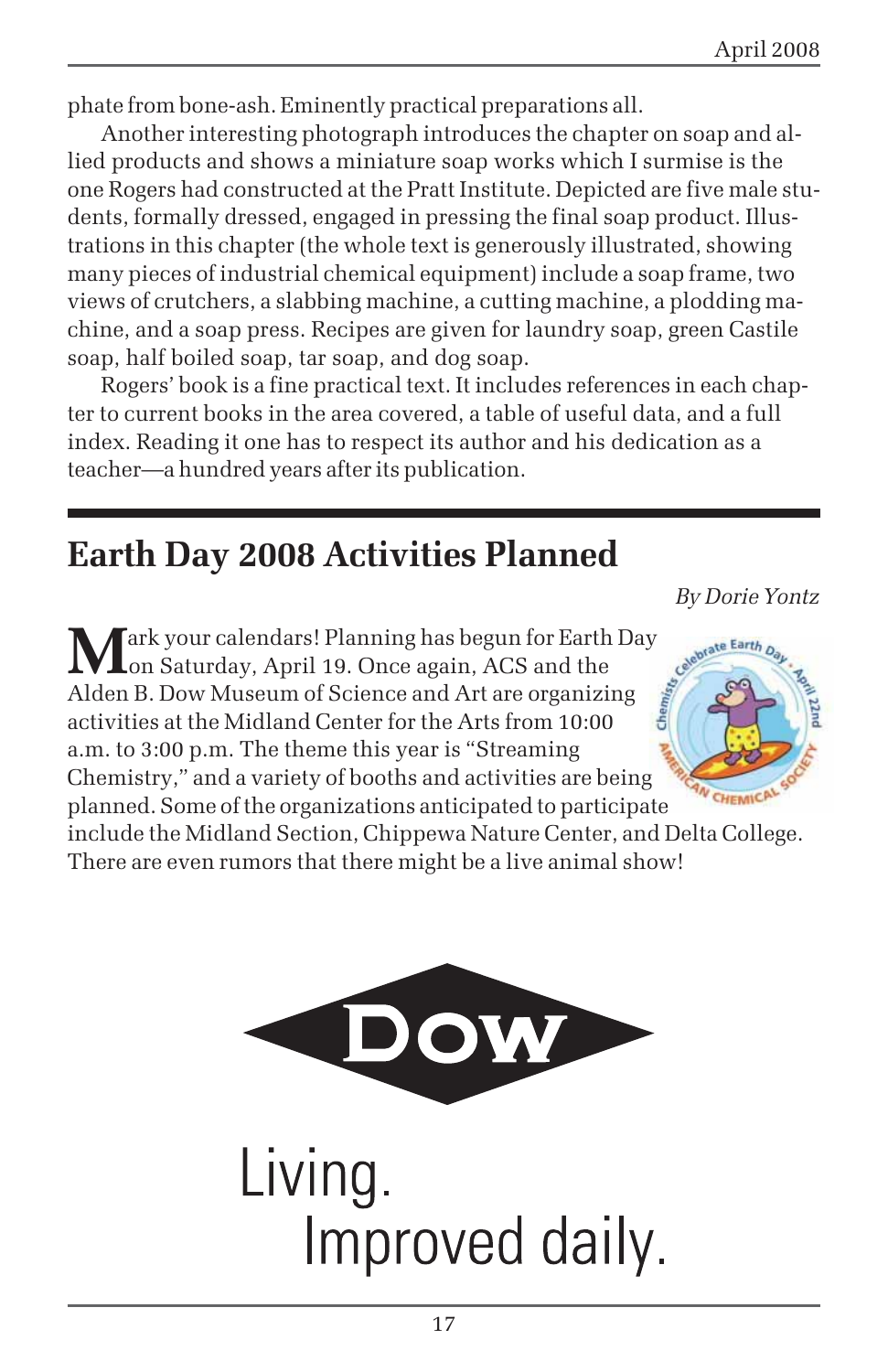phate from bone-ash. Eminently practical preparations all.

Another interesting photograph introduces the chapter on soap and allied products and shows a miniature soap works which I surmise is the one Rogers had constructed at the Pratt Institute. Depicted are five male students, formally dressed, engaged in pressing the final soap product. Illustrations in this chapter (the whole text is generously illustrated, showing many pieces of industrial chemical equipment) include a soap frame, two views of crutchers, a slabbing machine, a cutting machine, a plodding machine, and a soap press. Recipes are given for laundry soap, green Castile soap, half boiled soap, tar soap, and dog soap.

Rogers' book is a fine practical text. It includes references in each chapter to current books in the area covered, a table of useful data, and a full index. Reading it one has to respect its author and his dedication as a teacher—a hundred years after its publication.

## Earth Day 2008 Activities Planned

*By Dorie Yontz*

Mark your calendars! Planning has begun for Earth Day on Saturday, April 19. Once again, ACS and the Alden B. Dow Museum of Science and Art are organizing activities at the Midland Center for the Arts from 10:00 a.m. to 3:00 p.m. The theme this year is "Streaming Chemistry," and a variety of booths and activities are being planned. Some of the organizations anticipated to participate include the Midland Section, Chippewa Nature Center, and Delta College. There are even rumors that there might be a live animal show!

DOW

Living.
Improved daily.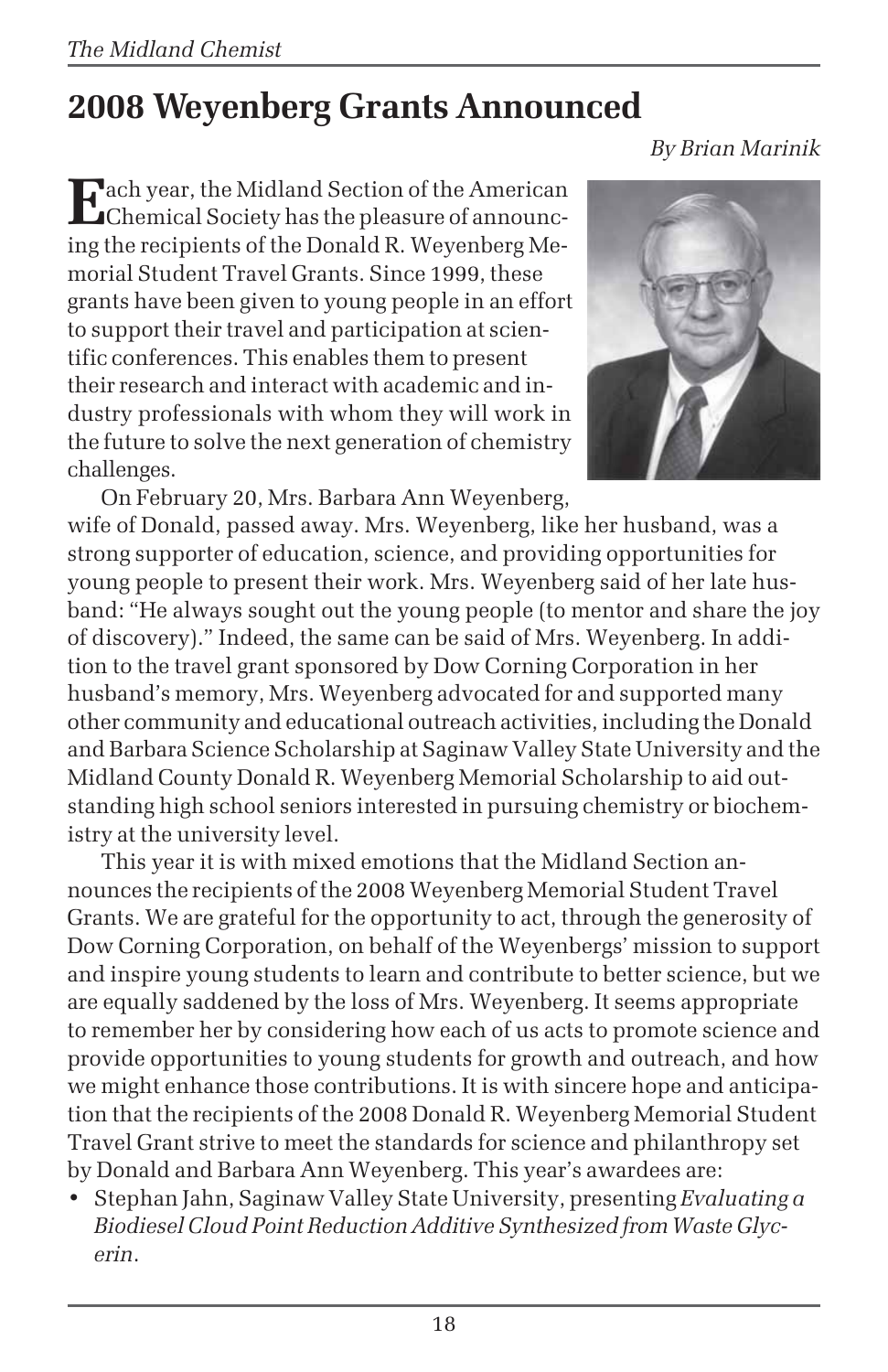# 2008 Weyenberg Grants Announced

*By Brian Marinik*

Each year, the Midland Section of the American Chemical Society has the pleasure of announcing the recipients of the Donald R. Weyenberg Memorial Student Travel Grants. Since 1999, these grants have been given to young people in an effort to support their travel and participation at scientific conferences. This enables them to present their research and interact with academic and industry professionals with whom they will work in the future to solve the next generation of chemistry challenges.

On February 20, Mrs. Barbara Ann Weyenberg, wife of Donald, passed away. Mrs. Weyenberg, like her husband, was a strong supporter of education, science, and providing opportunities for young people to present their work. Mrs. Weyenberg said of her late husband: "He always sought out the young people (to mentor and share the joy of discovery)." Indeed, the same can be said of Mrs. Weyenberg. In addition to the travel grant sponsored by Dow Corning Corporation in her husband's memory, Mrs. Weyenberg advocated for and supported many other community and educational outreach activities, including the Donald and Barbara Science Scholarship at Saginaw Valley State University and the Midland County Donald R. Weyenberg Memorial Scholarship to aid outstanding high school seniors interested in pursuing chemistry or biochemistry at the university level.

This year it is with mixed emotions that the Midland Section announces the recipients of the 2008 Weyenberg Memorial Student Travel Grants. We are grateful for the opportunity to act, through the generosity of Dow Corning Corporation, on behalf of the Weyenbergs' mission to support and inspire young students to learn and contribute to better science, but we are equally saddened by the loss of Mrs. Weyenberg. It seems appropriate to remember her by considering how each of us acts to promote science and provide opportunities to young students for growth and outreach, and how we might enhance those contributions. It is with sincere hope and anticipation that the recipients of the 2008 Donald R. Weyenberg Memorial Student Travel Grant strive to meet the standards for science and philanthropy set by Donald and Barbara Ann Weyenberg. This year's awardees are:

- Stephan Jahn, Saginaw Valley State University, presenting *Evaluating a Biodiesel Cloud Point Reduction Additive Synthesized from Waste Glycerin*.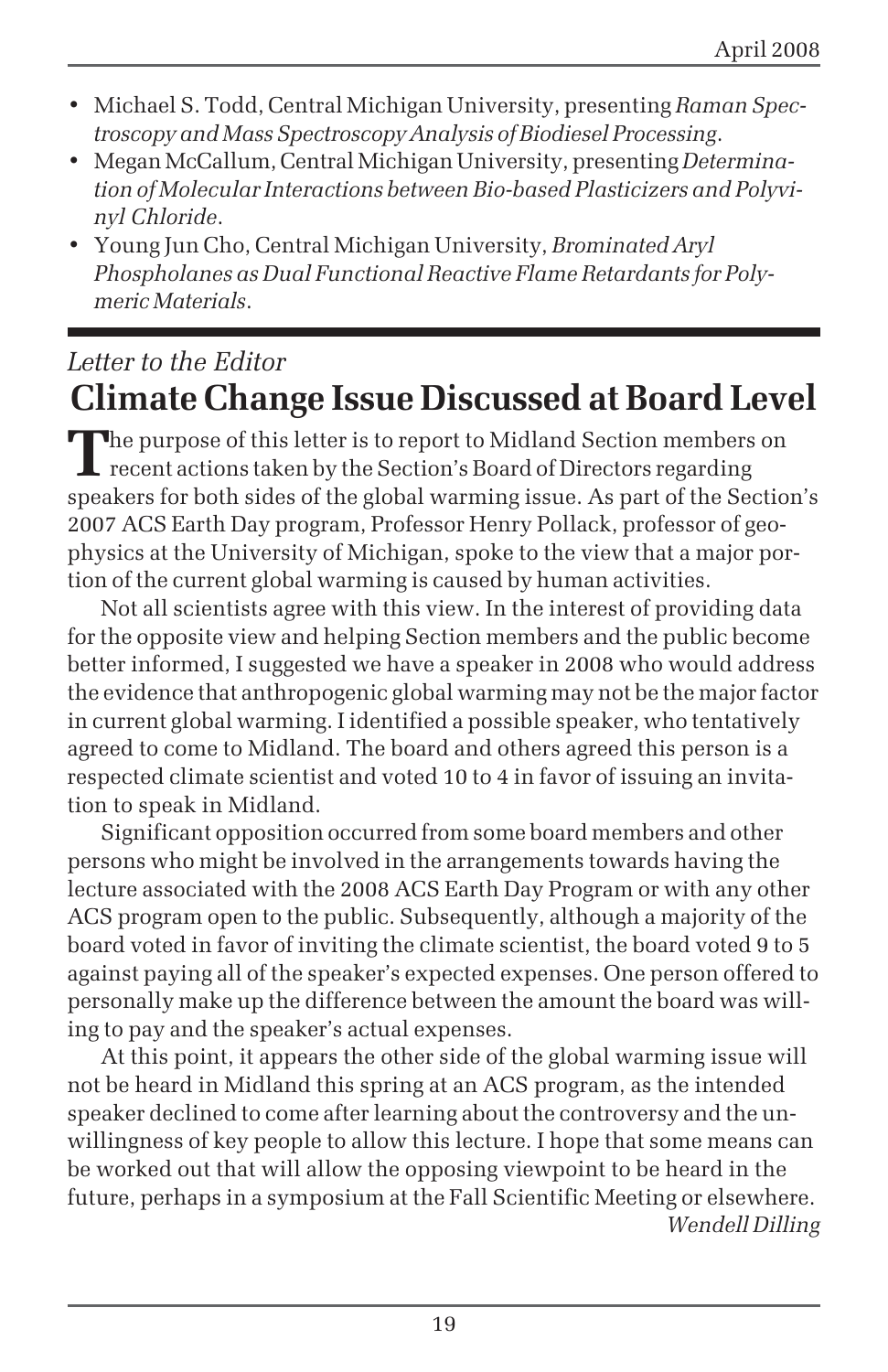- Michael S. Todd, Central Michigan University, presenting *Raman Spectroscopy and Mass Spectroscopy Analysis of Biodiesel Processing*.
- Megan McCallum, Central Michigan University, presenting *Determination of Molecular Interactions between Bio-based Plasticizers and Polyvinyl Chloride*.
- Young Jun Cho, Central Michigan University, *Brominated Aryl Phospholanes as Dual Functional Reactive Flame Retardants for Polymeric Materials*.

*Letter to the Editor*

# Climate Change Issue Discussed at Board Level

The purpose of this letter is to report to Midland Section members on recent actions taken by the Section's Board of Directors regarding speakers for both sides of the global warming issue. As part of the Section's 2007 ACS Earth Day program, Professor Henry Pollack, professor of geophysics at the University of Michigan, spoke to the view that a major portion of the current global warming is caused by human activities.

Not all scientists agree with this view. In the interest of providing data for the opposite view and helping Section members and the public become better informed, I suggested we have a speaker in 2008 who would address the evidence that anthropogenic global warming may not be the major factor in current global warming. I identified a possible speaker, who tentatively agreed to come to Midland. The board and others agreed this person is a respected climate scientist and voted 10 to 4 in favor of issuing an invitation to speak in Midland.

Significant opposition occurred from some board members and other persons who might be involved in the arrangements towards having the lecture associated with the 2008 ACS Earth Day Program or with any other ACS program open to the public. Subsequently, although a majority of the board voted in favor of inviting the climate scientist, the board voted 9 to 5 against paying all of the speaker's expected expenses. One person offered to personally make up the difference between the amount the board was willing to pay and the speaker's actual expenses.

At this point, it appears the other side of the global warming issue will not be heard in Midland this spring at an ACS program, as the intended speaker declined to come after learning about the controversy and the unwillingness of key people to allow this lecture. I hope that some means can be worked out that will allow the opposing viewpoint to be heard in the future, perhaps in a symposium at the Fall Scientific Meeting or elsewhere.

*Wendell Dilling*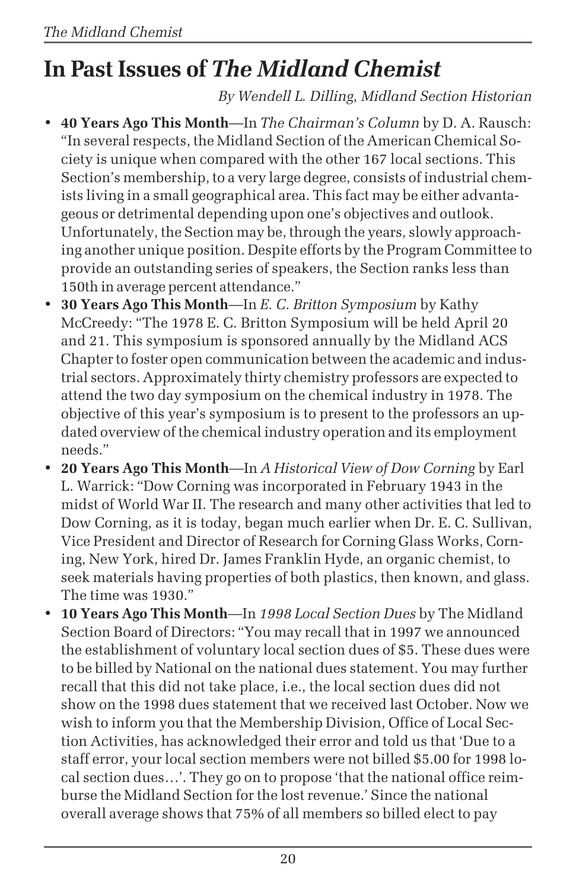# In Past Issues of *The Midland Chemist*

*By Wendell L. Dilling, Midland Section Historian*

- **40 Years Ago This Month**—In *The Chairman's Column* by D. A. Rausch: "In several respects, the Midland Section of the American Chemical Society is unique when compared with the other 167 local sections. This Section's membership, to a very large degree, consists of industrial chemists living in a small geographical area. This fact may be either advantageous or detrimental depending upon one's objectives and outlook. Unfortunately, the Section may be, through the years, slowly approaching another unique position. Despite efforts by the Program Committee to provide an outstanding series of speakers, the Section ranks less than 150th in average percent attendance."
- **30 Years Ago This Month**—In *E. C. Britton Symposium* by Kathy McCreedy: "The 1978 E. C. Britton Symposium will be held April 20 and 21. This symposium is sponsored annually by the Midland ACS Chapter to foster open communication between the academic and industrial sectors. Approximately thirty chemistry professors are expected to attend the two day symposium on the chemical industry in 1978. The objective of this year's symposium is to present to the professors an updated overview of the chemical industry operation and its employment needs."
- **20 Years Ago This Month**—In *A Historical View of Dow Corning* by Earl L. Warrick: "Dow Corning was incorporated in February 1943 in the midst of World War II. The research and many other activities that led to Dow Corning, as it is today, began much earlier when Dr. E. C. Sullivan, Vice President and Director of Research for Corning Glass Works, Corning, New York, hired Dr. James Franklin Hyde, an organic chemist, to seek materials having properties of both plastics, then known, and glass. The time was 1930."
- **10 Years Ago This Month**—In *1998 Local Section Dues* by The Midland Section Board of Directors: "You may recall that in 1997 we announced the establishment of voluntary local section dues of $5. These dues were to be billed by National on the national dues statement. You may further recall that this did not take place, i.e., the local section dues did not show on the 1998 dues statement that we received last October. Now we wish to inform you that the Membership Division, Office of Local Section Activities, has acknowledged their error and told us that 'Due to a staff error, your local section members were not billed $5.00 for 1998 local section dues…'. They go on to propose 'that the national office reimburse the Midland Section for the lost revenue.' Since the national overall average shows that 75% of all members so billed elect to pay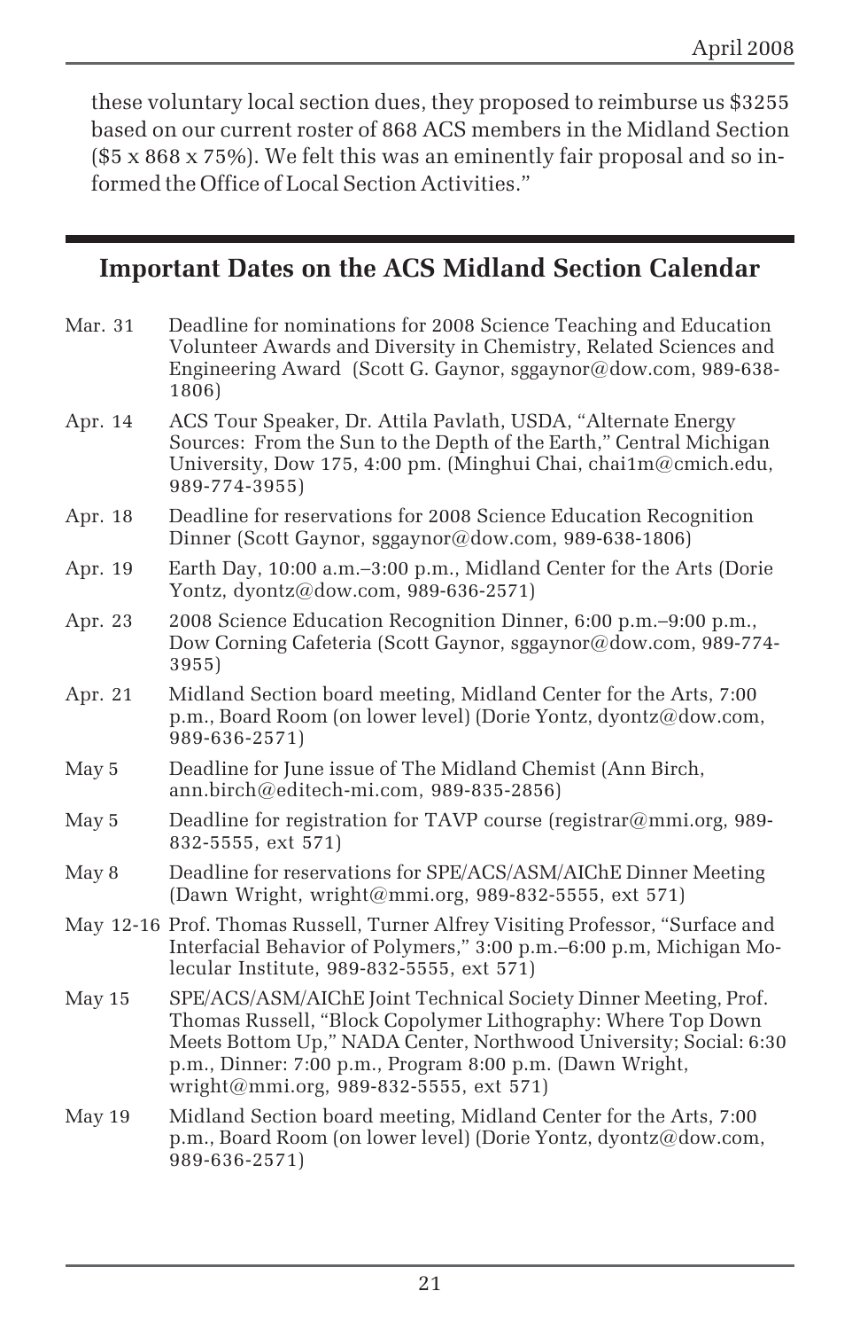these voluntary local section dues, they proposed to reimburse us $3255 based on our current roster of 868 ACS members in the Midland Section ($5 x 868 x 75%). We felt this was an eminently fair proposal and so informed the Office of Local Section Activities."

## Important Dates on the ACS Midland Section Calendar

| | |
|---|---|
| Mar. 31 | Deadline for nominations for 2008 Science Teaching and Education Volunteer Awards and Diversity in Chemistry, Related Sciences and Engineering Award (Scott G. Gaynor, sggaynor@dow.com, 989-638-1806) |
| Apr. 14 | ACS Tour Speaker, Dr. Attila Pavlath, USDA, "Alternate Energy Sources: From the Sun to the Depth of the Earth," Central Michigan University, Dow 175, 4:00 pm. (Minghui Chai, chai1m@cmich.edu, 989-774-3955) |
| Apr. 18 | Deadline for reservations for 2008 Science Education Recognition Dinner (Scott Gaynor, sggaynor@dow.com, 989-638-1806) |
| Apr. 19 | Earth Day, 10:00 a.m.–3:00 p.m., Midland Center for the Arts (Dorie Yontz, dyontz@dow.com, 989-636-2571) |
| Apr. 23 | 2008 Science Education Recognition Dinner, 6:00 p.m.–9:00 p.m., Dow Corning Cafeteria (Scott Gaynor, sggaynor@dow.com, 989-774-3955) |
| Apr. 21 | Midland Section board meeting, Midland Center for the Arts, 7:00 p.m., Board Room (on lower level) (Dorie Yontz, dyontz@dow.com, 989-636-2571) |
| May 5 | Deadline for June issue of The Midland Chemist (Ann Birch, ann.birch@editech-mi.com, 989-835-2856) |
| May 5 | Deadline for registration for TAVP course (registrar@mmi.org, 989-832-5555, ext 571) |
| May 8 | Deadline for reservations for SPE/ACS/ASM/AIChE Dinner Meeting (Dawn Wright, wright@mmi.org, 989-832-5555, ext 571) |
| May 12-16 | Prof. Thomas Russell, Turner Alfrey Visiting Professor, "Surface and Interfacial Behavior of Polymers," 3:00 p.m.–6:00 p.m, Michigan Molecular Institute, 989-832-5555, ext 571) |
| May 15 | SPE/ACS/ASM/AIChE Joint Technical Society Dinner Meeting, Prof. Thomas Russell, "Block Copolymer Lithography: Where Top Down Meets Bottom Up," NADA Center, Northwood University; Social: 6:30 p.m., Dinner: 7:00 p.m., Program 8:00 p.m. (Dawn Wright, wright@mmi.org, 989-832-5555, ext 571) |
| May 19 | Midland Section board meeting, Midland Center for the Arts, 7:00 p.m., Board Room (on lower level) (Dorie Yontz, dyontz@dow.com, 989-636-2571) |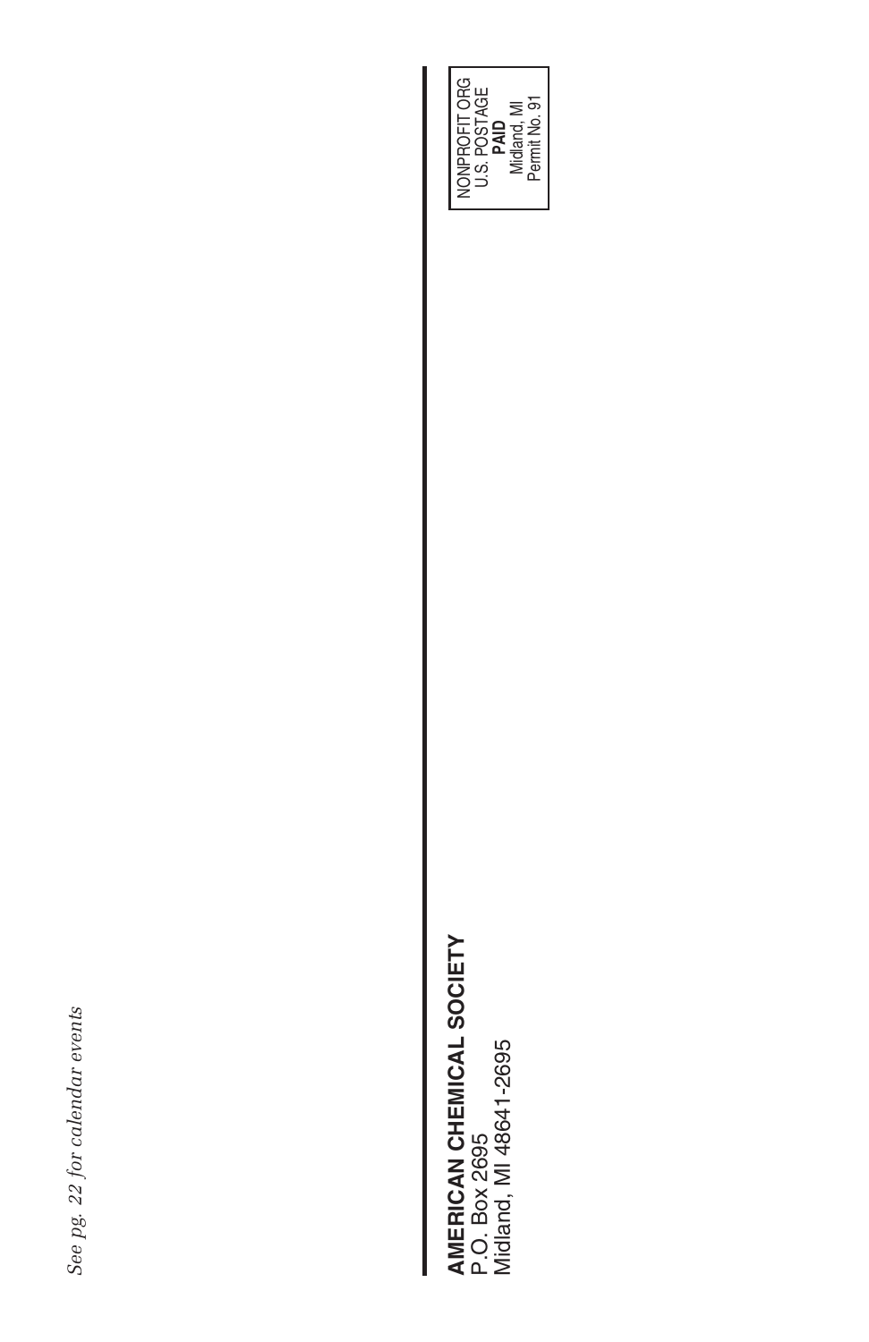*See pg. 22 for calendar events*

**AMERICAN CHEMICAL SOCIETY**
P.O. Box 2695
Midland, MI 48641-2695

NONPROFIT ORG
U.S. POSTAGE
**PAID**
Midland, MI
Permit No. 91